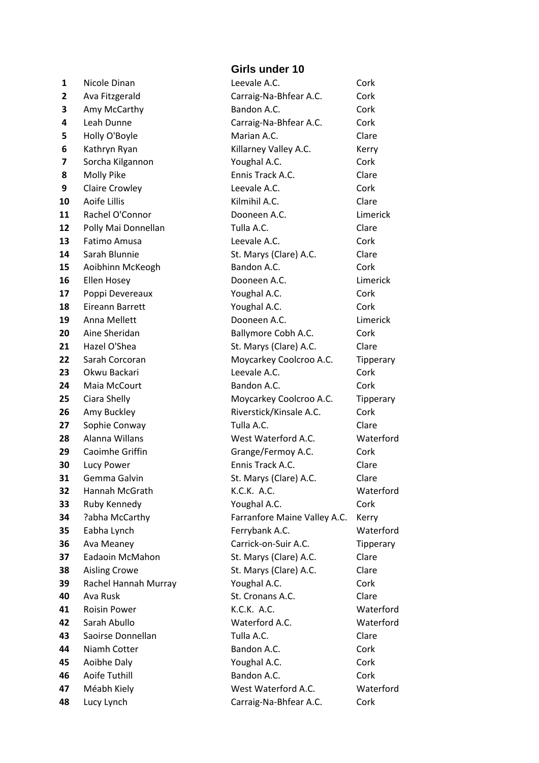## Girls under 10

| | | | |
|---|---|---|---|
| 1 | Nicole Dinan | Leevale A.C. | Cork |
| 2 | Ava Fitzgerald | Carraig-Na-Bhfear A.C. | Cork |
| 3 | Amy McCarthy | Bandon A.C. | Cork |
| 4 | Leah Dunne | Carraig-Na-Bhfear A.C. | Cork |
| 5 | Holly O'Boyle | Marian A.C. | Clare |
| 6 | Kathryn Ryan | Killarney Valley A.C. | Kerry |
| 7 | Sorcha Kilgannon | Youghal A.C. | Cork |
| 8 | Molly Pike | Ennis Track A.C. | Clare |
| 9 | Claire Crowley | Leevale A.C. | Cork |
| 10 | Aoife Lillis | Kilmihil A.C. | Clare |
| 11 | Rachel O'Connor | Dooneen A.C. | Limerick |
| 12 | Polly Mai Donnellan | Tulla A.C. | Clare |
| 13 | Fatimo Amusa | Leevale A.C. | Cork |
| 14 | Sarah Blunnie | St. Marys (Clare) A.C. | Clare |
| 15 | Aoibhinn McKeogh | Bandon A.C. | Cork |
| 16 | Ellen Hosey | Dooneen A.C. | Limerick |
| 17 | Poppi Devereaux | Youghal A.C. | Cork |
| 18 | Eireann Barrett | Youghal A.C. | Cork |
| 19 | Anna Mellett | Dooneen A.C. | Limerick |
| 20 | Aine Sheridan | Ballymore Cobh A.C. | Cork |
| 21 | Hazel O'Shea | St. Marys (Clare) A.C. | Clare |
| 22 | Sarah Corcoran | Moycarkey Coolcroo A.C. | Tipperary |
| 23 | Okwu Backari | Leevale A.C. | Cork |
| 24 | Maia McCourt | Bandon A.C. | Cork |
| 25 | Ciara Shelly | Moycarkey Coolcroo A.C. | Tipperary |
| 26 | Amy Buckley | Riverstick/Kinsale A.C. | Cork |
| 27 | Sophie Conway | Tulla A.C. | Clare |
| 28 | Alanna Willans | West Waterford A.C. | Waterford |
| 29 | Caoimhe Griffin | Grange/Fermoy A.C. | Cork |
| 30 | Lucy Power | Ennis Track A.C. | Clare |
| 31 | Gemma Galvin | St. Marys (Clare) A.C. | Clare |
| 32 | Hannah McGrath | K.C.K. A.C. | Waterford |
| 33 | Ruby Kennedy | Youghal A.C. | Cork |
| 34 | ?abha McCarthy | Farranfore Maine Valley A.C. | Kerry |
| 35 | Eabha Lynch | Ferrybank A.C. | Waterford |
| 36 | Ava Meaney | Carrick-on-Suir A.C. | Tipperary |
| 37 | Eadaoin McMahon | St. Marys (Clare) A.C. | Clare |
| 38 | Aisling Crowe | St. Marys (Clare) A.C. | Clare |
| 39 | Rachel Hannah Murray | Youghal A.C. | Cork |
| 40 | Ava Rusk | St. Cronans A.C. | Clare |
| 41 | Roisin Power | K.C.K. A.C. | Waterford |
| 42 | Sarah Abullo | Waterford A.C. | Waterford |
| 43 | Saoirse Donnellan | Tulla A.C. | Clare |
| 44 | Niamh Cotter | Bandon A.C. | Cork |
| 45 | Aoibhe Daly | Youghal A.C. | Cork |
| 46 | Aoife Tuthill | Bandon A.C. | Cork |
| 47 | Méabh Kiely | West Waterford A.C. | Waterford |
| 48 | Lucy Lynch | Carraig-Na-Bhfear A.C. | Cork |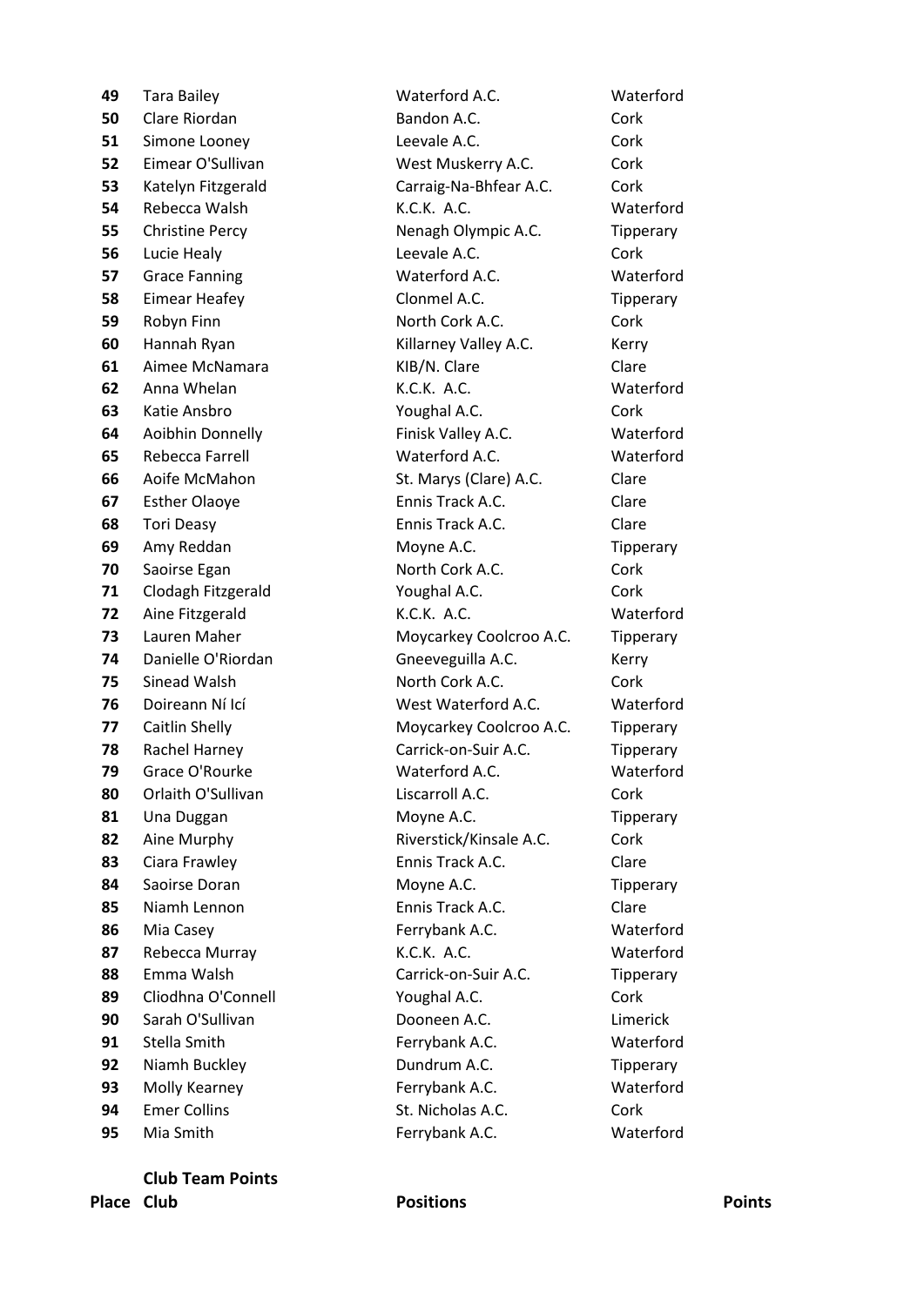| | | | |
|---|---|---|---|
| **49** | Tara Bailey | Waterford A.C. | Waterford |
| **50** | Clare Riordan | Bandon A.C. | Cork |
| **51** | Simone Looney | Leevale A.C. | Cork |
| **52** | Eimear O'Sullivan | West Muskerry A.C. | Cork |
| **53** | Katelyn Fitzgerald | Carraig-Na-Bhfear A.C. | Cork |
| **54** | Rebecca Walsh | K.C.K. A.C. | Waterford |
| **55** | Christine Percy | Nenagh Olympic A.C. | Tipperary |
| **56** | Lucie Healy | Leevale A.C. | Cork |
| **57** | Grace Fanning | Waterford A.C. | Waterford |
| **58** | Eimear Heafey | Clonmel A.C. | Tipperary |
| **59** | Robyn Finn | North Cork A.C. | Cork |
| **60** | Hannah Ryan | Killarney Valley A.C. | Kerry |
| **61** | Aimee McNamara | KIB/N. Clare | Clare |
| **62** | Anna Whelan | K.C.K. A.C. | Waterford |
| **63** | Katie Ansbro | Youghal A.C. | Cork |
| **64** | Aoibhin Donnelly | Finisk Valley A.C. | Waterford |
| **65** | Rebecca Farrell | Waterford A.C. | Waterford |
| **66** | Aoife McMahon | St. Marys (Clare) A.C. | Clare |
| **67** | Esther Olaoye | Ennis Track A.C. | Clare |
| **68** | Tori Deasy | Ennis Track A.C. | Clare |
| **69** | Amy Reddan | Moyne A.C. | Tipperary |
| **70** | Saoirse Egan | North Cork A.C. | Cork |
| **71** | Clodagh Fitzgerald | Youghal A.C. | Cork |
| **72** | Aine Fitzgerald | K.C.K. A.C. | Waterford |
| **73** | Lauren Maher | Moycarkey Coolcroo A.C. | Tipperary |
| **74** | Danielle O'Riordan | Gneeveguilla A.C. | Kerry |
| **75** | Sinead Walsh | North Cork A.C. | Cork |
| **76** | Doireann Ní Icí | West Waterford A.C. | Waterford |
| **77** | Caitlin Shelly | Moycarkey Coolcroo A.C. | Tipperary |
| **78** | Rachel Harney | Carrick-on-Suir A.C. | Tipperary |
| **79** | Grace O'Rourke | Waterford A.C. | Waterford |
| **80** | Orlaith O'Sullivan | Liscarroll A.C. | Cork |
| **81** | Una Duggan | Moyne A.C. | Tipperary |
| **82** | Aine Murphy | Riverstick/Kinsale A.C. | Cork |
| **83** | Ciara Frawley | Ennis Track A.C. | Clare |
| **84** | Saoirse Doran | Moyne A.C. | Tipperary |
| **85** | Niamh Lennon | Ennis Track A.C. | Clare |
| **86** | Mia Casey | Ferrybank A.C. | Waterford |
| **87** | Rebecca Murray | K.C.K. A.C. | Waterford |
| **88** | Emma Walsh | Carrick-on-Suir A.C. | Tipperary |
| **89** | Cliodhna O'Connell | Youghal A.C. | Cork |
| **90** | Sarah O'Sullivan | Dooneen A.C. | Limerick |
| **91** | Stella Smith | Ferrybank A.C. | Waterford |
| **92** | Niamh Buckley | Dundrum A.C. | Tipperary |
| **93** | Molly Kearney | Ferrybank A.C. | Waterford |
| **94** | Emer Collins | St. Nicholas A.C. | Cork |
| **95** | Mia Smith | Ferrybank A.C. | Waterford |

**Club Team Points**

| Place | Club | Positions | Points |
|---|---|---|---|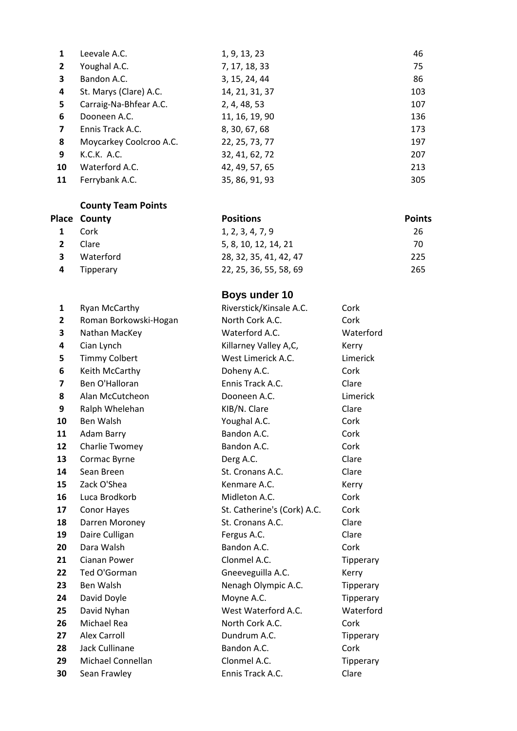| | | | |
|---|---|---|---|
| 1 | Leevale A.C. | 1, 9, 13, 23 | 46 |
| 2 | Youghal A.C. | 7, 17, 18, 33 | 75 |
| 3 | Bandon A.C. | 3, 15, 24, 44 | 86 |
| 4 | St. Marys (Clare) A.C. | 14, 21, 31, 37 | 103 |
| 5 | Carraig-Na-Bhfear A.C. | 2, 4, 48, 53 | 107 |
| 6 | Dooneen A.C. | 11, 16, 19, 90 | 136 |
| 7 | Ennis Track A.C. | 8, 30, 67, 68 | 173 |
| 8 | Moycarkey Coolcroo A.C. | 22, 25, 73, 77 | 197 |
| 9 | K.C.K. A.C. | 32, 41, 62, 72 | 207 |
| 10 | Waterford A.C. | 42, 49, 57, 65 | 213 |
| 11 | Ferrybank A.C. | 35, 86, 91, 93 | 305 |

**County Team Points**

| Place | County | Positions | Points |
|---|---|---|---|
| 1 | Cork | 1, 2, 3, 4, 7, 9 | 26 |
| 2 | Clare | 5, 8, 10, 12, 14, 21 | 70 |
| 3 | Waterford | 28, 32, 35, 41, 42, 47 | 225 |
| 4 | Tipperary | 22, 25, 36, 55, 58, 69 | 265 |

## Boys under 10

| | | | |
|---|---|---|---|
| 1 | Ryan McCarthy | Riverstick/Kinsale A.C. | Cork |
| 2 | Roman Borkowski-Hogan | North Cork A.C. | Cork |
| 3 | Nathan MacKey | Waterford A.C. | Waterford |
| 4 | Cian Lynch | Killarney Valley A,C, | Kerry |
| 5 | Timmy Colbert | West Limerick A.C. | Limerick |
| 6 | Keith McCarthy | Doheny A.C. | Cork |
| 7 | Ben O'Halloran | Ennis Track A.C. | Clare |
| 8 | Alan McCutcheon | Dooneen A.C. | Limerick |
| 9 | Ralph Whelehan | KIB/N. Clare | Clare |
| 10 | Ben Walsh | Youghal A.C. | Cork |
| 11 | Adam Barry | Bandon A.C. | Cork |
| 12 | Charlie Twomey | Bandon A.C. | Cork |
| 13 | Cormac Byrne | Derg A.C. | Clare |
| 14 | Sean Breen | St. Cronans A.C. | Clare |
| 15 | Zack O'Shea | Kenmare A.C. | Kerry |
| 16 | Luca Brodkorb | Midleton A.C. | Cork |
| 17 | Conor Hayes | St. Catherine's (Cork) A.C. | Cork |
| 18 | Darren Moroney | St. Cronans A.C. | Clare |
| 19 | Daire Culligan | Fergus A.C. | Clare |
| 20 | Dara Walsh | Bandon A.C. | Cork |
| 21 | Cianan Power | Clonmel A.C. | Tipperary |
| 22 | Ted O'Gorman | Gneeveguilla A.C. | Kerry |
| 23 | Ben Walsh | Nenagh Olympic A.C. | Tipperary |
| 24 | David Doyle | Moyne A.C. | Tipperary |
| 25 | David Nyhan | West Waterford A.C. | Waterford |
| 26 | Michael Rea | North Cork A.C. | Cork |
| 27 | Alex Carroll | Dundrum A.C. | Tipperary |
| 28 | Jack Cullinane | Bandon A.C. | Cork |
| 29 | Michael Connellan | Clonmel A.C. | Tipperary |
| 30 | Sean Frawley | Ennis Track A.C. | Clare |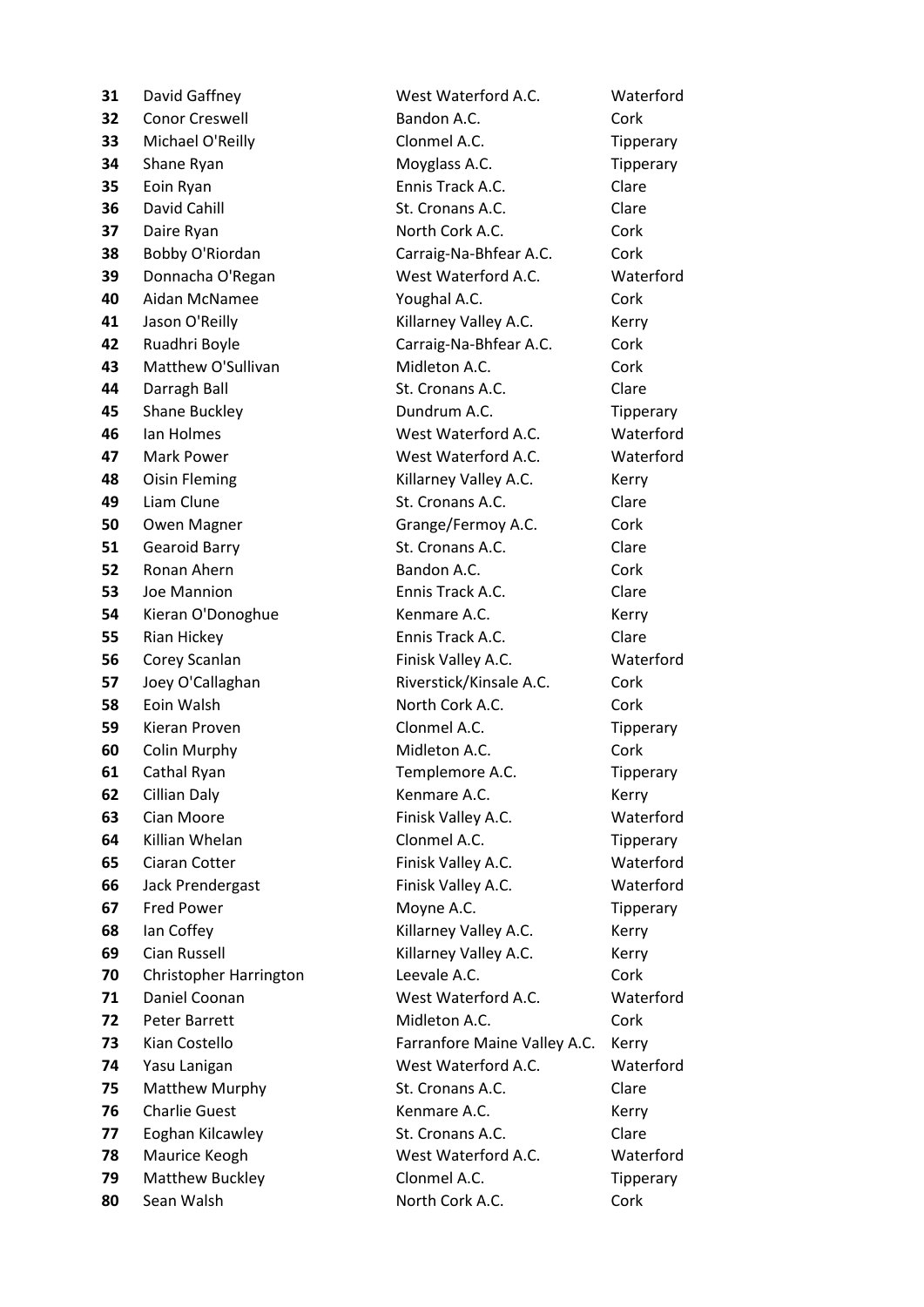| | | | |
|---|---|---|---|
| **31** | David Gaffney | West Waterford A.C. | Waterford |
| **32** | Conor Creswell | Bandon A.C. | Cork |
| **33** | Michael O'Reilly | Clonmel A.C. | Tipperary |
| **34** | Shane Ryan | Moyglass A.C. | Tipperary |
| **35** | Eoin Ryan | Ennis Track A.C. | Clare |
| **36** | David Cahill | St. Cronans A.C. | Clare |
| **37** | Daire Ryan | North Cork A.C. | Cork |
| **38** | Bobby O'Riordan | Carraig-Na-Bhfear A.C. | Cork |
| **39** | Donnacha O'Regan | West Waterford A.C. | Waterford |
| **40** | Aidan McNamee | Youghal A.C. | Cork |
| **41** | Jason O'Reilly | Killarney Valley A.C. | Kerry |
| **42** | Ruadhri Boyle | Carraig-Na-Bhfear A.C. | Cork |
| **43** | Matthew O'Sullivan | Midleton A.C. | Cork |
| **44** | Darragh Ball | St. Cronans A.C. | Clare |
| **45** | Shane Buckley | Dundrum A.C. | Tipperary |
| **46** | Ian Holmes | West Waterford A.C. | Waterford |
| **47** | Mark Power | West Waterford A.C. | Waterford |
| **48** | Oisin Fleming | Killarney Valley A.C. | Kerry |
| **49** | Liam Clune | St. Cronans A.C. | Clare |
| **50** | Owen Magner | Grange/Fermoy A.C. | Cork |
| **51** | Gearoid Barry | St. Cronans A.C. | Clare |
| **52** | Ronan Ahern | Bandon A.C. | Cork |
| **53** | Joe Mannion | Ennis Track A.C. | Clare |
| **54** | Kieran O'Donoghue | Kenmare A.C. | Kerry |
| **55** | Rian Hickey | Ennis Track A.C. | Clare |
| **56** | Corey Scanlan | Finisk Valley A.C. | Waterford |
| **57** | Joey O'Callaghan | Riverstick/Kinsale A.C. | Cork |
| **58** | Eoin Walsh | North Cork A.C. | Cork |
| **59** | Kieran Proven | Clonmel A.C. | Tipperary |
| **60** | Colin Murphy | Midleton A.C. | Cork |
| **61** | Cathal Ryan | Templemore A.C. | Tipperary |
| **62** | Cillian Daly | Kenmare A.C. | Kerry |
| **63** | Cian Moore | Finisk Valley A.C. | Waterford |
| **64** | Killian Whelan | Clonmel A.C. | Tipperary |
| **65** | Ciaran Cotter | Finisk Valley A.C. | Waterford |
| **66** | Jack Prendergast | Finisk Valley A.C. | Waterford |
| **67** | Fred Power | Moyne A.C. | Tipperary |
| **68** | Ian Coffey | Killarney Valley A.C. | Kerry |
| **69** | Cian Russell | Killarney Valley A.C. | Kerry |
| **70** | Christopher Harrington | Leevale A.C. | Cork |
| **71** | Daniel Coonan | West Waterford A.C. | Waterford |
| **72** | Peter Barrett | Midleton A.C. | Cork |
| **73** | Kian Costello | Farranfore Maine Valley A.C. | Kerry |
| **74** | Yasu Lanigan | West Waterford A.C. | Waterford |
| **75** | Matthew Murphy | St. Cronans A.C. | Clare |
| **76** | Charlie Guest | Kenmare A.C. | Kerry |
| **77** | Eoghan Kilcawley | St. Cronans A.C. | Clare |
| **78** | Maurice Keogh | West Waterford A.C. | Waterford |
| **79** | Matthew Buckley | Clonmel A.C. | Tipperary |
| **80** | Sean Walsh | North Cork A.C. | Cork |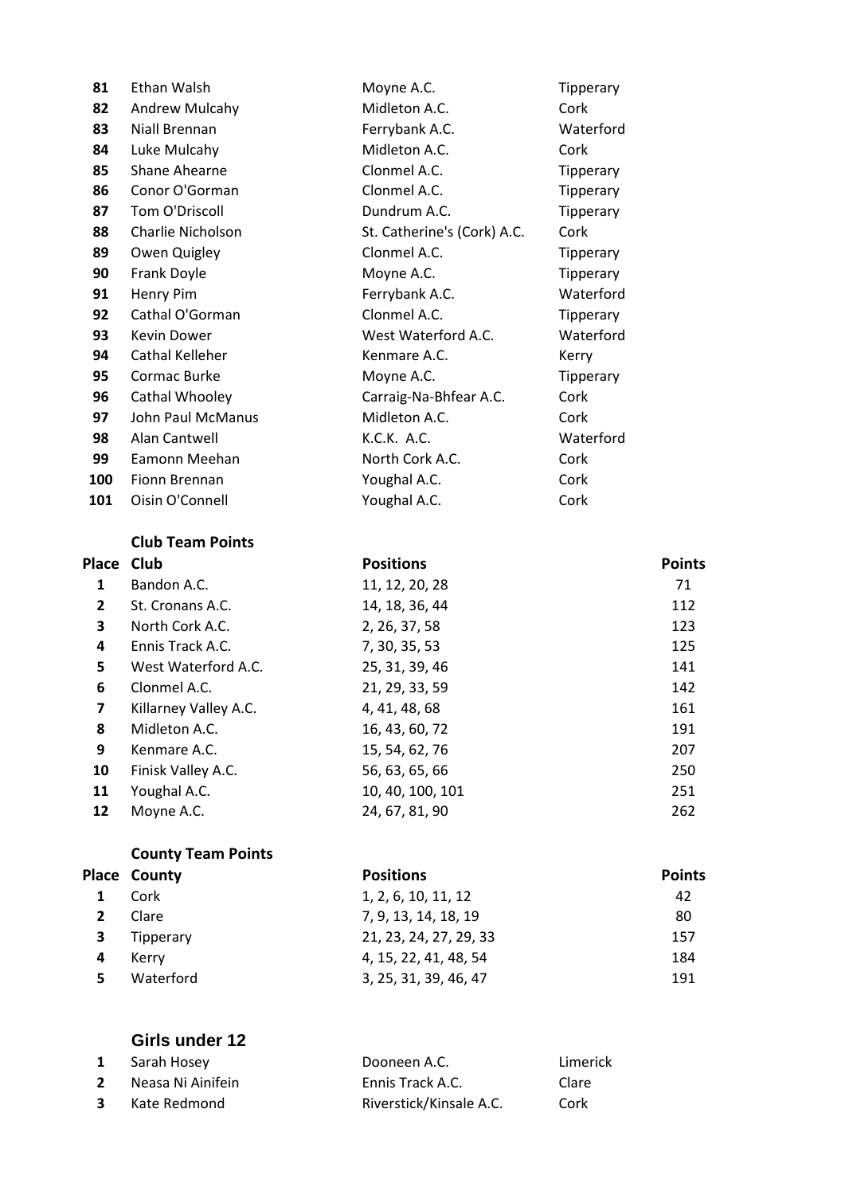| | | | |
|---|---|---|---|
| **81** | Ethan Walsh | Moyne A.C. | Tipperary |
| **82** | Andrew Mulcahy | Midleton A.C. | Cork |
| **83** | Niall Brennan | Ferrybank A.C. | Waterford |
| **84** | Luke Mulcahy | Midleton A.C. | Cork |
| **85** | Shane Ahearne | Clonmel A.C. | Tipperary |
| **86** | Conor O'Gorman | Clonmel A.C. | Tipperary |
| **87** | Tom O'Driscoll | Dundrum A.C. | Tipperary |
| **88** | Charlie Nicholson | St. Catherine's (Cork) A.C. | Cork |
| **89** | Owen Quigley | Clonmel A.C. | Tipperary |
| **90** | Frank Doyle | Moyne A.C. | Tipperary |
| **91** | Henry Pim | Ferrybank A.C. | Waterford |
| **92** | Cathal O'Gorman | Clonmel A.C. | Tipperary |
| **93** | Kevin Dower | West Waterford A.C. | Waterford |
| **94** | Cathal Kelleher | Kenmare A.C. | Kerry |
| **95** | Cormac Burke | Moyne A.C. | Tipperary |
| **96** | Cathal Whooley | Carraig-Na-Bhfear A.C. | Cork |
| **97** | John Paul McManus | Midleton A.C. | Cork |
| **98** | Alan Cantwell | K.C.K. A.C. | Waterford |
| **99** | Eamonn Meehan | North Cork A.C. | Cork |
| **100** | Fionn Brennan | Youghal A.C. | Cork |
| **101** | Oisin O'Connell | Youghal A.C. | Cork |

**Club Team Points**

| Place | Club | Positions | Points |
|---|---|---|---|
| 1 | Bandon A.C. | 11, 12, 20, 28 | 71 |
| 2 | St. Cronans A.C. | 14, 18, 36, 44 | 112 |
| 3 | North Cork A.C. | 2, 26, 37, 58 | 123 |
| 4 | Ennis Track A.C. | 7, 30, 35, 53 | 125 |
| 5 | West Waterford A.C. | 25, 31, 39, 46 | 141 |
| 6 | Clonmel A.C. | 21, 29, 33, 59 | 142 |
| 7 | Killarney Valley A.C. | 4, 41, 48, 68 | 161 |
| 8 | Midleton A.C. | 16, 43, 60, 72 | 191 |
| 9 | Kenmare A.C. | 15, 54, 62, 76 | 207 |
| 10 | Finisk Valley A.C. | 56, 63, 65, 66 | 250 |
| 11 | Youghal A.C. | 10, 40, 100, 101 | 251 |
| 12 | Moyne A.C. | 24, 67, 81, 90 | 262 |

**County Team Points**

| Place | County | Positions | Points |
|---|---|---|---|
| 1 | Cork | 1, 2, 6, 10, 11, 12 | 42 |
| 2 | Clare | 7, 9, 13, 14, 18, 19 | 80 |
| 3 | Tipperary | 21, 23, 24, 27, 29, 33 | 157 |
| 4 | Kerry | 4, 15, 22, 41, 48, 54 | 184 |
| 5 | Waterford | 3, 25, 31, 39, 46, 47 | 191 |

## Girls under 12

| | | | |
|---|---|---|---|
| **1** | Sarah Hosey | Dooneen A.C. | Limerick |
| **2** | Neasa Ni Ainifein | Ennis Track A.C. | Clare |
| **3** | Kate Redmond | Riverstick/Kinsale A.C. | Cork |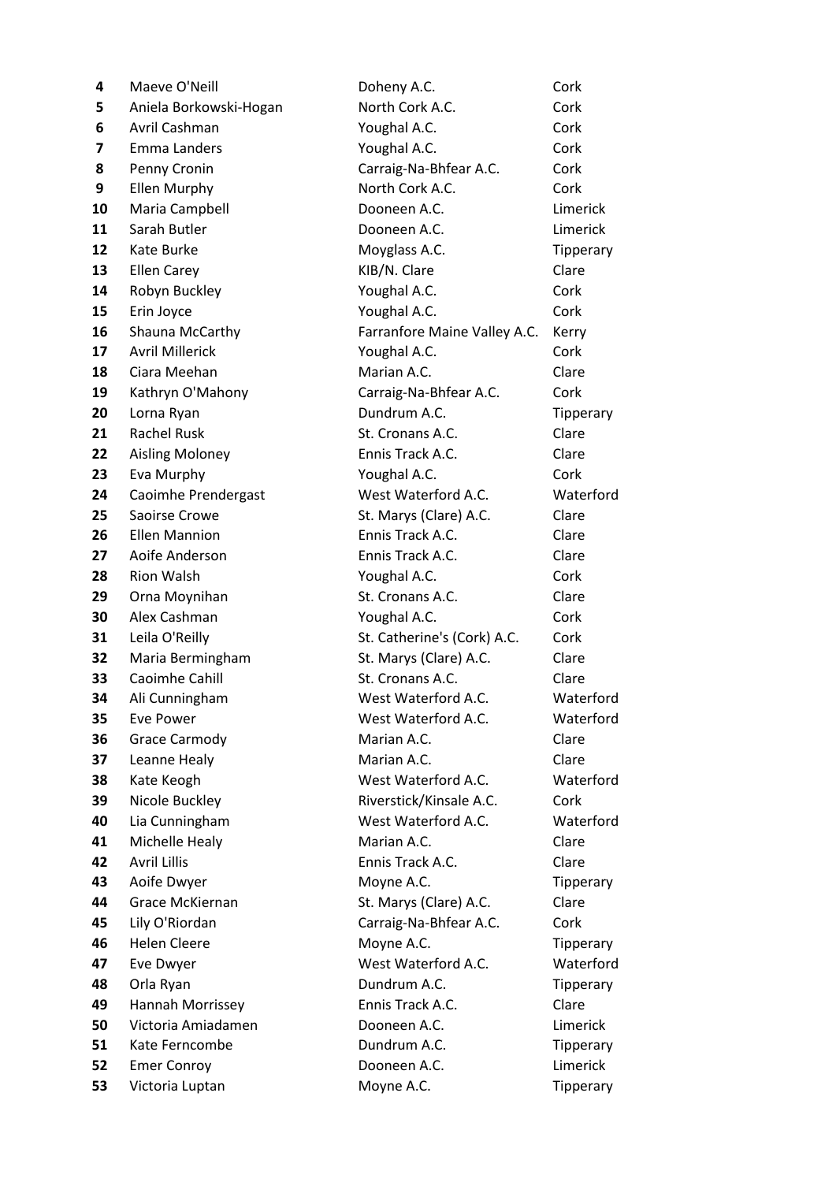| | | | |
|---|---|---|---|
| **4** | Maeve O'Neill | Doheny A.C. | Cork |
| **5** | Aniela Borkowski-Hogan | North Cork A.C. | Cork |
| **6** | Avril Cashman | Youghal A.C. | Cork |
| **7** | Emma Landers | Youghal A.C. | Cork |
| **8** | Penny Cronin | Carraig-Na-Bhfear A.C. | Cork |
| **9** | Ellen Murphy | North Cork A.C. | Cork |
| **10** | Maria Campbell | Dooneen A.C. | Limerick |
| **11** | Sarah Butler | Dooneen A.C. | Limerick |
| **12** | Kate Burke | Moyglass A.C. | Tipperary |
| **13** | Ellen Carey | KIB/N. Clare | Clare |
| **14** | Robyn Buckley | Youghal A.C. | Cork |
| **15** | Erin Joyce | Youghal A.C. | Cork |
| **16** | Shauna McCarthy | Farranfore Maine Valley A.C. | Kerry |
| **17** | Avril Millerick | Youghal A.C. | Cork |
| **18** | Ciara Meehan | Marian A.C. | Clare |
| **19** | Kathryn O'Mahony | Carraig-Na-Bhfear A.C. | Cork |
| **20** | Lorna Ryan | Dundrum A.C. | Tipperary |
| **21** | Rachel Rusk | St. Cronans A.C. | Clare |
| **22** | Aisling Moloney | Ennis Track A.C. | Clare |
| **23** | Eva Murphy | Youghal A.C. | Cork |
| **24** | Caoimhe Prendergast | West Waterford A.C. | Waterford |
| **25** | Saoirse Crowe | St. Marys (Clare) A.C. | Clare |
| **26** | Ellen Mannion | Ennis Track A.C. | Clare |
| **27** | Aoife Anderson | Ennis Track A.C. | Clare |
| **28** | Rion Walsh | Youghal A.C. | Cork |
| **29** | Orna Moynihan | St. Cronans A.C. | Clare |
| **30** | Alex Cashman | Youghal A.C. | Cork |
| **31** | Leila O'Reilly | St. Catherine's (Cork) A.C. | Cork |
| **32** | Maria Bermingham | St. Marys (Clare) A.C. | Clare |
| **33** | Caoimhe Cahill | St. Cronans A.C. | Clare |
| **34** | Ali Cunningham | West Waterford A.C. | Waterford |
| **35** | Eve Power | West Waterford A.C. | Waterford |
| **36** | Grace Carmody | Marian A.C. | Clare |
| **37** | Leanne Healy | Marian A.C. | Clare |
| **38** | Kate Keogh | West Waterford A.C. | Waterford |
| **39** | Nicole Buckley | Riverstick/Kinsale A.C. | Cork |
| **40** | Lia Cunningham | West Waterford A.C. | Waterford |
| **41** | Michelle Healy | Marian A.C. | Clare |
| **42** | Avril Lillis | Ennis Track A.C. | Clare |
| **43** | Aoife Dwyer | Moyne A.C. | Tipperary |
| **44** | Grace McKiernan | St. Marys (Clare) A.C. | Clare |
| **45** | Lily O'Riordan | Carraig-Na-Bhfear A.C. | Cork |
| **46** | Helen Cleere | Moyne A.C. | Tipperary |
| **47** | Eve Dwyer | West Waterford A.C. | Waterford |
| **48** | Orla Ryan | Dundrum A.C. | Tipperary |
| **49** | Hannah Morrissey | Ennis Track A.C. | Clare |
| **50** | Victoria Amiadamen | Dooneen A.C. | Limerick |
| **51** | Kate Ferncombe | Dundrum A.C. | Tipperary |
| **52** | Emer Conroy | Dooneen A.C. | Limerick |
| **53** | Victoria Luptan | Moyne A.C. | Tipperary |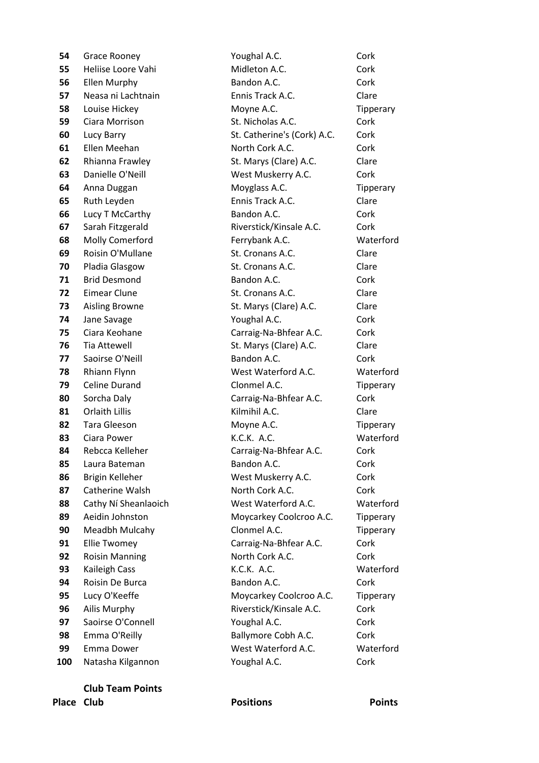| | | | |
|---|---|---|---|
| **54** | Grace Rooney | Youghal A.C. | Cork |
| **55** | Heliise Loore Vahi | Midleton A.C. | Cork |
| **56** | Ellen Murphy | Bandon A.C. | Cork |
| **57** | Neasa ni Lachtnain | Ennis Track A.C. | Clare |
| **58** | Louise Hickey | Moyne A.C. | Tipperary |
| **59** | Ciara Morrison | St. Nicholas A.C. | Cork |
| **60** | Lucy Barry | St. Catherine's (Cork) A.C. | Cork |
| **61** | Ellen Meehan | North Cork A.C. | Cork |
| **62** | Rhianna Frawley | St. Marys (Clare) A.C. | Clare |
| **63** | Danielle O'Neill | West Muskerry A.C. | Cork |
| **64** | Anna Duggan | Moyglass A.C. | Tipperary |
| **65** | Ruth Leyden | Ennis Track A.C. | Clare |
| **66** | Lucy T McCarthy | Bandon A.C. | Cork |
| **67** | Sarah Fitzgerald | Riverstick/Kinsale A.C. | Cork |
| **68** | Molly Comerford | Ferrybank A.C. | Waterford |
| **69** | Roisin O'Mullane | St. Cronans A.C. | Clare |
| **70** | Pladia Glasgow | St. Cronans A.C. | Clare |
| **71** | Brid Desmond | Bandon A.C. | Cork |
| **72** | Eimear Clune | St. Cronans A.C. | Clare |
| **73** | Aisling Browne | St. Marys (Clare) A.C. | Clare |
| **74** | Jane Savage | Youghal A.C. | Cork |
| **75** | Ciara Keohane | Carraig-Na-Bhfear A.C. | Cork |
| **76** | Tia Attewell | St. Marys (Clare) A.C. | Clare |
| **77** | Saoirse O'Neill | Bandon A.C. | Cork |
| **78** | Rhiann Flynn | West Waterford A.C. | Waterford |
| **79** | Celine Durand | Clonmel A.C. | Tipperary |
| **80** | Sorcha Daly | Carraig-Na-Bhfear A.C. | Cork |
| **81** | Orlaith Lillis | Kilmihil A.C. | Clare |
| **82** | Tara Gleeson | Moyne A.C. | Tipperary |
| **83** | Ciara Power | K.C.K. A.C. | Waterford |
| **84** | Rebcca Kelleher | Carraig-Na-Bhfear A.C. | Cork |
| **85** | Laura Bateman | Bandon A.C. | Cork |
| **86** | Brigin Kelleher | West Muskerry A.C. | Cork |
| **87** | Catherine Walsh | North Cork A.C. | Cork |
| **88** | Cathy Ní Sheanlaoich | West Waterford A.C. | Waterford |
| **89** | Aeidin Johnston | Moycarkey Coolcroo A.C. | Tipperary |
| **90** | Meadbh Mulcahy | Clonmel A.C. | Tipperary |
| **91** | Ellie Twomey | Carraig-Na-Bhfear A.C. | Cork |
| **92** | Roisin Manning | North Cork A.C. | Cork |
| **93** | Kaileigh Cass | K.C.K. A.C. | Waterford |
| **94** | Roisin De Burca | Bandon A.C. | Cork |
| **95** | Lucy O'Keeffe | Moycarkey Coolcroo A.C. | Tipperary |
| **96** | Ailis Murphy | Riverstick/Kinsale A.C. | Cork |
| **97** | Saoirse O'Connell | Youghal A.C. | Cork |
| **98** | Emma O'Reilly | Ballymore Cobh A.C. | Cork |
| **99** | Emma Dower | West Waterford A.C. | Waterford |
| **100** | Natasha Kilgannon | Youghal A.C. | Cork |

**Club Team Points**

| Place | Club | Positions | Points |
|---|---|---|---|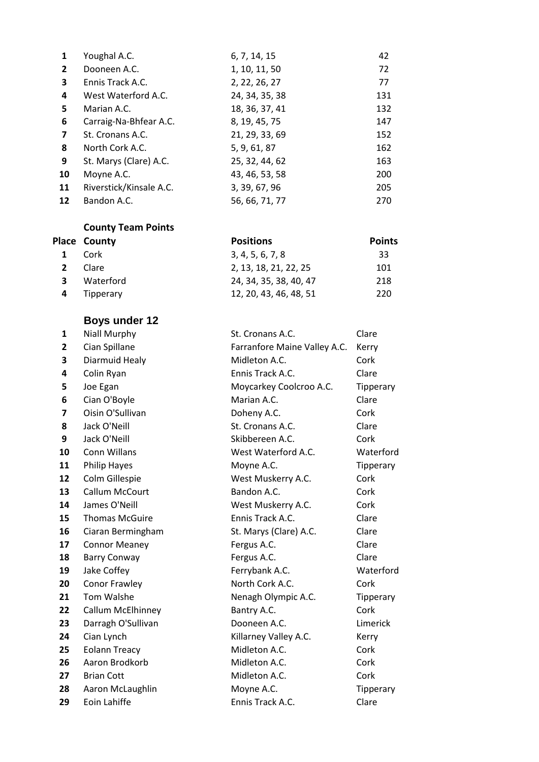| | | | |
|---|---|---|---|
| 1 | Youghal A.C. | 6, 7, 14, 15 | 42 |
| 2 | Dooneen A.C. | 1, 10, 11, 50 | 72 |
| 3 | Ennis Track A.C. | 2, 22, 26, 27 | 77 |
| 4 | West Waterford A.C. | 24, 34, 35, 38 | 131 |
| 5 | Marian A.C. | 18, 36, 37, 41 | 132 |
| 6 | Carraig-Na-Bhfear A.C. | 8, 19, 45, 75 | 147 |
| 7 | St. Cronans A.C. | 21, 29, 33, 69 | 152 |
| 8 | North Cork A.C. | 5, 9, 61, 87 | 162 |
| 9 | St. Marys (Clare) A.C. | 25, 32, 44, 62 | 163 |
| 10 | Moyne A.C. | 43, 46, 53, 58 | 200 |
| 11 | Riverstick/Kinsale A.C. | 3, 39, 67, 96 | 205 |
| 12 | Bandon A.C. | 56, 66, 71, 77 | 270 |

**County Team Points**

| Place | County | Positions | Points |
|---|---|---|---|
| 1 | Cork | 3, 4, 5, 6, 7, 8 | 33 |
| 2 | Clare | 2, 13, 18, 21, 22, 25 | 101 |
| 3 | Waterford | 24, 34, 35, 38, 40, 47 | 218 |
| 4 | Tipperary | 12, 20, 43, 46, 48, 51 | 220 |

## Boys under 12

| | | | |
|---|---|---|---|
| 1 | Niall Murphy | St. Cronans A.C. | Clare |
| 2 | Cian Spillane | Farranfore Maine Valley A.C. | Kerry |
| 3 | Diarmuid Healy | Midleton A.C. | Cork |
| 4 | Colin Ryan | Ennis Track A.C. | Clare |
| 5 | Joe Egan | Moycarkey Coolcroo A.C. | Tipperary |
| 6 | Cian O'Boyle | Marian A.C. | Clare |
| 7 | Oisin O'Sullivan | Doheny A.C. | Cork |
| 8 | Jack O'Neill | St. Cronans A.C. | Clare |
| 9 | Jack O'Neill | Skibbereen A.C. | Cork |
| 10 | Conn Willans | West Waterford A.C. | Waterford |
| 11 | Philip Hayes | Moyne A.C. | Tipperary |
| 12 | Colm Gillespie | West Muskerry A.C. | Cork |
| 13 | Callum McCourt | Bandon A.C. | Cork |
| 14 | James O'Neill | West Muskerry A.C. | Cork |
| 15 | Thomas McGuire | Ennis Track A.C. | Clare |
| 16 | Ciaran Bermingham | St. Marys (Clare) A.C. | Clare |
| 17 | Connor Meaney | Fergus A.C. | Clare |
| 18 | Barry Conway | Fergus A.C. | Clare |
| 19 | Jake Coffey | Ferrybank A.C. | Waterford |
| 20 | Conor Frawley | North Cork A.C. | Cork |
| 21 | Tom Walshe | Nenagh Olympic A.C. | Tipperary |
| 22 | Callum McElhinney | Bantry A.C. | Cork |
| 23 | Darragh O'Sullivan | Dooneen A.C. | Limerick |
| 24 | Cian Lynch | Killarney Valley A.C. | Kerry |
| 25 | Eolann Treacy | Midleton A.C. | Cork |
| 26 | Aaron Brodkorb | Midleton A.C. | Cork |
| 27 | Brian Cott | Midleton A.C. | Cork |
| 28 | Aaron McLaughlin | Moyne A.C. | Tipperary |
| 29 | Eoin Lahiffe | Ennis Track A.C. | Clare |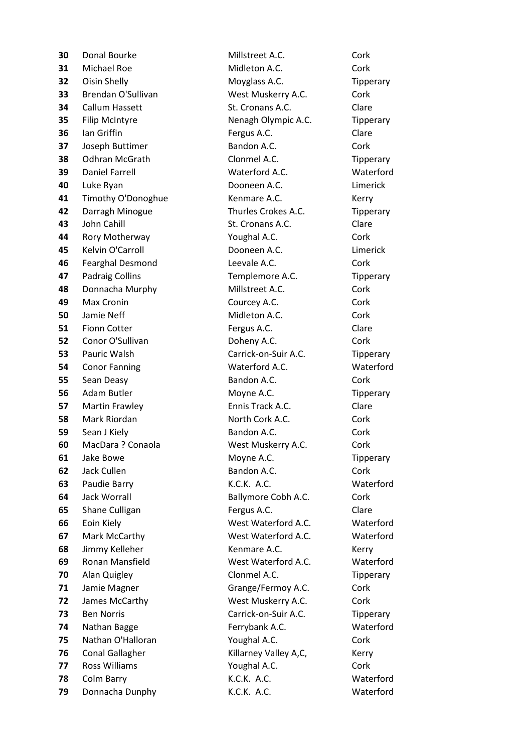| | | | |
|---|---|---|---|
| **30** | Donal Bourke | Millstreet A.C. | Cork |
| **31** | Michael Roe | Midleton A.C. | Cork |
| **32** | Oisin Shelly | Moyglass A.C. | Tipperary |
| **33** | Brendan O'Sullivan | West Muskerry A.C. | Cork |
| **34** | Callum Hassett | St. Cronans A.C. | Clare |
| **35** | Filip McIntyre | Nenagh Olympic A.C. | Tipperary |
| **36** | Ian Griffin | Fergus A.C. | Clare |
| **37** | Joseph Buttimer | Bandon A.C. | Cork |
| **38** | Odhran McGrath | Clonmel A.C. | Tipperary |
| **39** | Daniel Farrell | Waterford A.C. | Waterford |
| **40** | Luke Ryan | Dooneen A.C. | Limerick |
| **41** | Timothy O'Donoghue | Kenmare A.C. | Kerry |
| **42** | Darragh Minogue | Thurles Crokes A.C. | Tipperary |
| **43** | John Cahill | St. Cronans A.C. | Clare |
| **44** | Rory Motherway | Youghal A.C. | Cork |
| **45** | Kelvin O'Carroll | Dooneen A.C. | Limerick |
| **46** | Fearghal Desmond | Leevale A.C. | Cork |
| **47** | Padraig Collins | Templemore A.C. | Tipperary |
| **48** | Donnacha Murphy | Millstreet A.C. | Cork |
| **49** | Max Cronin | Courcey A.C. | Cork |
| **50** | Jamie Neff | Midleton A.C. | Cork |
| **51** | Fionn Cotter | Fergus A.C. | Clare |
| **52** | Conor O'Sullivan | Doheny A.C. | Cork |
| **53** | Pauric Walsh | Carrick-on-Suir A.C. | Tipperary |
| **54** | Conor Fanning | Waterford A.C. | Waterford |
| **55** | Sean Deasy | Bandon A.C. | Cork |
| **56** | Adam Butler | Moyne A.C. | Tipperary |
| **57** | Martin Frawley | Ennis Track A.C. | Clare |
| **58** | Mark Riordan | North Cork A.C. | Cork |
| **59** | Sean J Kiely | Bandon A.C. | Cork |
| **60** | MacDara ? Conaola | West Muskerry A.C. | Cork |
| **61** | Jake Bowe | Moyne A.C. | Tipperary |
| **62** | Jack Cullen | Bandon A.C. | Cork |
| **63** | Paudie Barry | K.C.K. A.C. | Waterford |
| **64** | Jack Worrall | Ballymore Cobh A.C. | Cork |
| **65** | Shane Culligan | Fergus A.C. | Clare |
| **66** | Eoin Kiely | West Waterford A.C. | Waterford |
| **67** | Mark McCarthy | West Waterford A.C. | Waterford |
| **68** | Jimmy Kelleher | Kenmare A.C. | Kerry |
| **69** | Ronan Mansfield | West Waterford A.C. | Waterford |
| **70** | Alan Quigley | Clonmel A.C. | Tipperary |
| **71** | Jamie Magner | Grange/Fermoy A.C. | Cork |
| **72** | James McCarthy | West Muskerry A.C. | Cork |
| **73** | Ben Norris | Carrick-on-Suir A.C. | Tipperary |
| **74** | Nathan Bagge | Ferrybank A.C. | Waterford |
| **75** | Nathan O'Halloran | Youghal A.C. | Cork |
| **76** | Conal Gallagher | Killarney Valley A,C, | Kerry |
| **77** | Ross Williams | Youghal A.C. | Cork |
| **78** | Colm Barry | K.C.K. A.C. | Waterford |
| **79** | Donnacha Dunphy | K.C.K. A.C. | Waterford |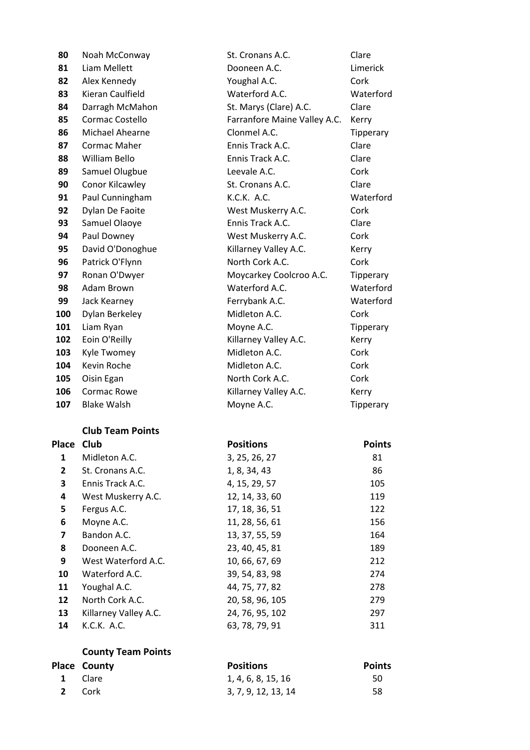| | | | |
|---|---|---|---|
| **80** | Noah McConway | St. Cronans A.C. | Clare |
| **81** | Liam Mellett | Dooneen A.C. | Limerick |
| **82** | Alex Kennedy | Youghal A.C. | Cork |
| **83** | Kieran Caulfield | Waterford A.C. | Waterford |
| **84** | Darragh McMahon | St. Marys (Clare) A.C. | Clare |
| **85** | Cormac Costello | Farranfore Maine Valley A.C. | Kerry |
| **86** | Michael Ahearne | Clonmel A.C. | Tipperary |
| **87** | Cormac Maher | Ennis Track A.C. | Clare |
| **88** | William Bello | Ennis Track A.C. | Clare |
| **89** | Samuel Olugbue | Leevale A.C. | Cork |
| **90** | Conor Kilcawley | St. Cronans A.C. | Clare |
| **91** | Paul Cunningham | K.C.K. A.C. | Waterford |
| **92** | Dylan De Faoite | West Muskerry A.C. | Cork |
| **93** | Samuel Olaoye | Ennis Track A.C. | Clare |
| **94** | Paul Downey | West Muskerry A.C. | Cork |
| **95** | David O'Donoghue | Killarney Valley A.C. | Kerry |
| **96** | Patrick O'Flynn | North Cork A.C. | Cork |
| **97** | Ronan O'Dwyer | Moycarkey Coolcroo A.C. | Tipperary |
| **98** | Adam Brown | Waterford A.C. | Waterford |
| **99** | Jack Kearney | Ferrybank A.C. | Waterford |
| **100** | Dylan Berkeley | Midleton A.C. | Cork |
| **101** | Liam Ryan | Moyne A.C. | Tipperary |
| **102** | Eoin O'Reilly | Killarney Valley A.C. | Kerry |
| **103** | Kyle Twomey | Midleton A.C. | Cork |
| **104** | Kevin Roche | Midleton A.C. | Cork |
| **105** | Oisin Egan | North Cork A.C. | Cork |
| **106** | Cormac Rowe | Killarney Valley A.C. | Kerry |
| **107** | Blake Walsh | Moyne A.C. | Tipperary |

**Club Team Points**

| Place | Club | Positions | Points |
|---|---|---|---|
| **1** | Midleton A.C. | 3, 25, 26, 27 | 81 |
| **2** | St. Cronans A.C. | 1, 8, 34, 43 | 86 |
| **3** | Ennis Track A.C. | 4, 15, 29, 57 | 105 |
| **4** | West Muskerry A.C. | 12, 14, 33, 60 | 119 |
| **5** | Fergus A.C. | 17, 18, 36, 51 | 122 |
| **6** | Moyne A.C. | 11, 28, 56, 61 | 156 |
| **7** | Bandon A.C. | 13, 37, 55, 59 | 164 |
| **8** | Dooneen A.C. | 23, 40, 45, 81 | 189 |
| **9** | West Waterford A.C. | 10, 66, 67, 69 | 212 |
| **10** | Waterford A.C. | 39, 54, 83, 98 | 274 |
| **11** | Youghal A.C. | 44, 75, 77, 82 | 278 |
| **12** | North Cork A.C. | 20, 58, 96, 105 | 279 |
| **13** | Killarney Valley A.C. | 24, 76, 95, 102 | 297 |
| **14** | K.C.K. A.C. | 63, 78, 79, 91 | 311 |

**County Team Points**

| Place | County | Positions | Points |
|---|---|---|---|
| **1** | Clare | 1, 4, 6, 8, 15, 16 | 50 |
| **2** | Cork | 3, 7, 9, 12, 13, 14 | 58 |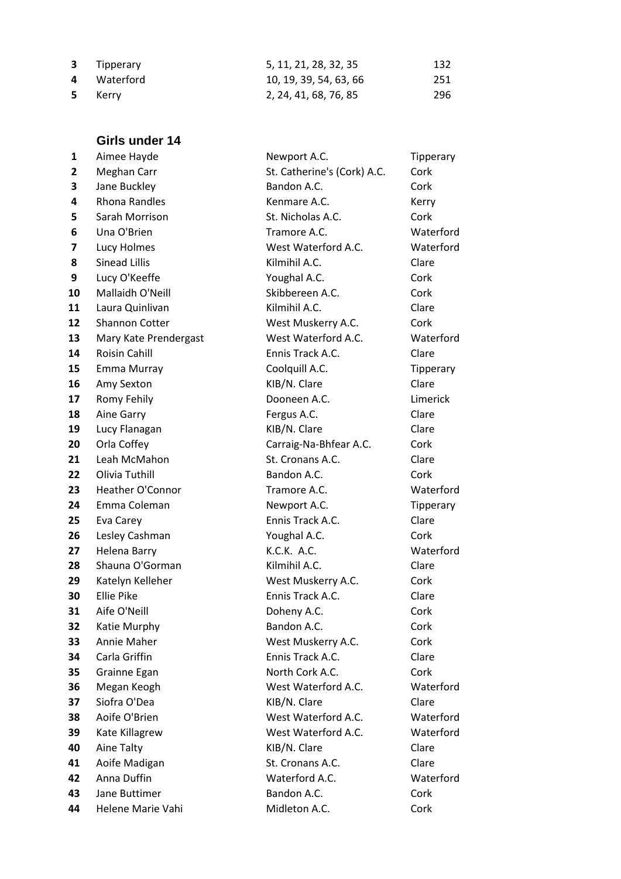| | | | |
|---|---|---|---|
| **3** | Tipperary | 5, 11, 21, 28, 32, 35 | 132 |
| **4** | Waterford | 10, 19, 39, 54, 63, 66 | 251 |
| **5** | Kerry | 2, 24, 41, 68, 76, 85 | 296 |

## Girls under 14

| | | | |
|---|---|---|---|
| **1** | Aimee Hayde | Newport A.C. | Tipperary |
| **2** | Meghan Carr | St. Catherine's (Cork) A.C. | Cork |
| **3** | Jane Buckley | Bandon A.C. | Cork |
| **4** | Rhona Randles | Kenmare A.C. | Kerry |
| **5** | Sarah Morrison | St. Nicholas A.C. | Cork |
| **6** | Una O'Brien | Tramore A.C. | Waterford |
| **7** | Lucy Holmes | West Waterford A.C. | Waterford |
| **8** | Sinead Lillis | Kilmihil A.C. | Clare |
| **9** | Lucy O'Keeffe | Youghal A.C. | Cork |
| **10** | Mallaidh O'Neill | Skibbereen A.C. | Cork |
| **11** | Laura Quinlivan | Kilmihil A.C. | Clare |
| **12** | Shannon Cotter | West Muskerry A.C. | Cork |
| **13** | Mary Kate Prendergast | West Waterford A.C. | Waterford |
| **14** | Roisin Cahill | Ennis Track A.C. | Clare |
| **15** | Emma Murray | Coolquill A.C. | Tipperary |
| **16** | Amy Sexton | KIB/N. Clare | Clare |
| **17** | Romy Fehily | Dooneen A.C. | Limerick |
| **18** | Aine Garry | Fergus A.C. | Clare |
| **19** | Lucy Flanagan | KIB/N. Clare | Clare |
| **20** | Orla Coffey | Carraig-Na-Bhfear A.C. | Cork |
| **21** | Leah McMahon | St. Cronans A.C. | Clare |
| **22** | Olivia Tuthill | Bandon A.C. | Cork |
| **23** | Heather O'Connor | Tramore A.C. | Waterford |
| **24** | Emma Coleman | Newport A.C. | Tipperary |
| **25** | Eva Carey | Ennis Track A.C. | Clare |
| **26** | Lesley Cashman | Youghal A.C. | Cork |
| **27** | Helena Barry | K.C.K. A.C. | Waterford |
| **28** | Shauna O'Gorman | Kilmihil A.C. | Clare |
| **29** | Katelyn Kelleher | West Muskerry A.C. | Cork |
| **30** | Ellie Pike | Ennis Track A.C. | Clare |
| **31** | Aife O'Neill | Doheny A.C. | Cork |
| **32** | Katie Murphy | Bandon A.C. | Cork |
| **33** | Annie Maher | West Muskerry A.C. | Cork |
| **34** | Carla Griffin | Ennis Track A.C. | Clare |
| **35** | Grainne Egan | North Cork A.C. | Cork |
| **36** | Megan Keogh | West Waterford A.C. | Waterford |
| **37** | Siofra O'Dea | KIB/N. Clare | Clare |
| **38** | Aoife O'Brien | West Waterford A.C. | Waterford |
| **39** | Kate Killagrew | West Waterford A.C. | Waterford |
| **40** | Aine Talty | KIB/N. Clare | Clare |
| **41** | Aoife Madigan | St. Cronans A.C. | Clare |
| **42** | Anna Duffin | Waterford A.C. | Waterford |
| **43** | Jane Buttimer | Bandon A.C. | Cork |
| **44** | Helene Marie Vahi | Midleton A.C. | Cork |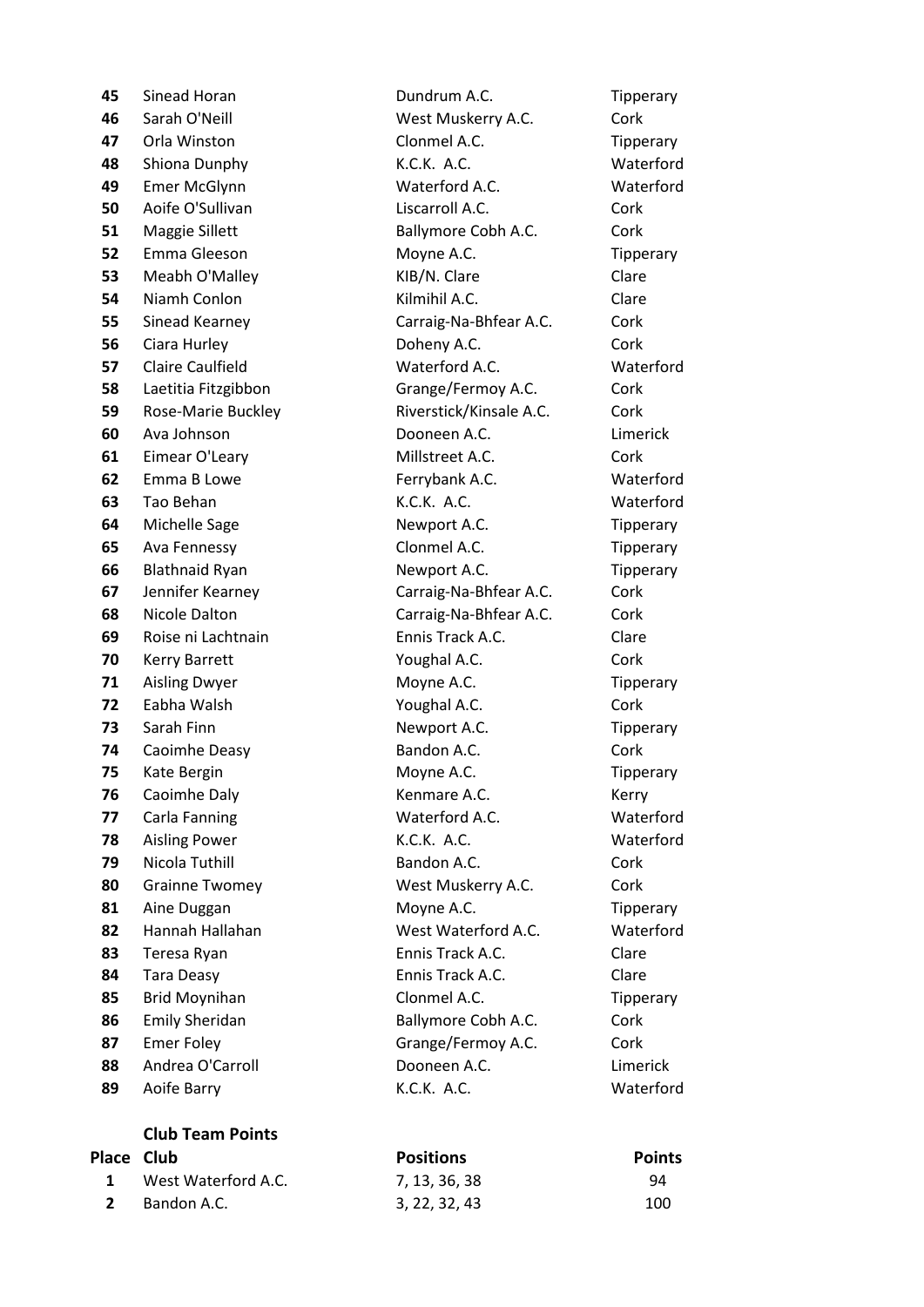| | | | |
|---|---|---|---|
| **45** | Sinead Horan | Dundrum A.C. | Tipperary |
| **46** | Sarah O'Neill | West Muskerry A.C. | Cork |
| **47** | Orla Winston | Clonmel A.C. | Tipperary |
| **48** | Shiona Dunphy | K.C.K. A.C. | Waterford |
| **49** | Emer McGlynn | Waterford A.C. | Waterford |
| **50** | Aoife O'Sullivan | Liscarroll A.C. | Cork |
| **51** | Maggie Sillett | Ballymore Cobh A.C. | Cork |
| **52** | Emma Gleeson | Moyne A.C. | Tipperary |
| **53** | Meabh O'Malley | KIB/N. Clare | Clare |
| **54** | Niamh Conlon | Kilmihil A.C. | Clare |
| **55** | Sinead Kearney | Carraig-Na-Bhfear A.C. | Cork |
| **56** | Ciara Hurley | Doheny A.C. | Cork |
| **57** | Claire Caulfield | Waterford A.C. | Waterford |
| **58** | Laetitia Fitzgibbon | Grange/Fermoy A.C. | Cork |
| **59** | Rose-Marie Buckley | Riverstick/Kinsale A.C. | Cork |
| **60** | Ava Johnson | Dooneen A.C. | Limerick |
| **61** | Eimear O'Leary | Millstreet A.C. | Cork |
| **62** | Emma B Lowe | Ferrybank A.C. | Waterford |
| **63** | Tao Behan | K.C.K. A.C. | Waterford |
| **64** | Michelle Sage | Newport A.C. | Tipperary |
| **65** | Ava Fennessy | Clonmel A.C. | Tipperary |
| **66** | Blathnaid Ryan | Newport A.C. | Tipperary |
| **67** | Jennifer Kearney | Carraig-Na-Bhfear A.C. | Cork |
| **68** | Nicole Dalton | Carraig-Na-Bhfear A.C. | Cork |
| **69** | Roise ni Lachtnain | Ennis Track A.C. | Clare |
| **70** | Kerry Barrett | Youghal A.C. | Cork |
| **71** | Aisling Dwyer | Moyne A.C. | Tipperary |
| **72** | Eabha Walsh | Youghal A.C. | Cork |
| **73** | Sarah Finn | Newport A.C. | Tipperary |
| **74** | Caoimhe Deasy | Bandon A.C. | Cork |
| **75** | Kate Bergin | Moyne A.C. | Tipperary |
| **76** | Caoimhe Daly | Kenmare A.C. | Kerry |
| **77** | Carla Fanning | Waterford A.C. | Waterford |
| **78** | Aisling Power | K.C.K. A.C. | Waterford |
| **79** | Nicola Tuthill | Bandon A.C. | Cork |
| **80** | Grainne Twomey | West Muskerry A.C. | Cork |
| **81** | Aine Duggan | Moyne A.C. | Tipperary |
| **82** | Hannah Hallahan | West Waterford A.C. | Waterford |
| **83** | Teresa Ryan | Ennis Track A.C. | Clare |
| **84** | Tara Deasy | Ennis Track A.C. | Clare |
| **85** | Brid Moynihan | Clonmel A.C. | Tipperary |
| **86** | Emily Sheridan | Ballymore Cobh A.C. | Cork |
| **87** | Emer Foley | Grange/Fermoy A.C. | Cork |
| **88** | Andrea O'Carroll | Dooneen A.C. | Limerick |
| **89** | Aoife Barry | K.C.K. A.C. | Waterford |

**Club Team Points**

| Place | Club | Positions | Points |
|---|---|---|---|
| **1** | West Waterford A.C. | 7, 13, 36, 38 | 94 |
| **2** | Bandon A.C. | 3, 22, 32, 43 | 100 |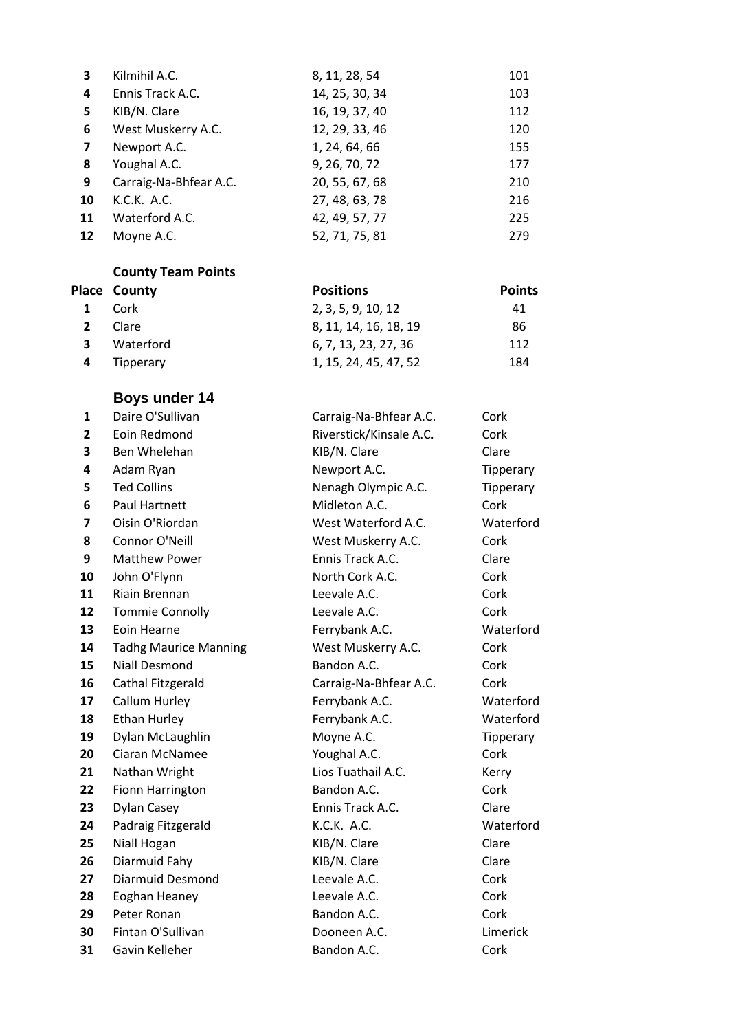| | | | |
|---|---|---|---|
| 3 | Kilmihil A.C. | 8, 11, 28, 54 | 101 |
| 4 | Ennis Track A.C. | 14, 25, 30, 34 | 103 |
| 5 | KIB/N. Clare | 16, 19, 37, 40 | 112 |
| 6 | West Muskerry A.C. | 12, 29, 33, 46 | 120 |
| 7 | Newport A.C. | 1, 24, 64, 66 | 155 |
| 8 | Youghal A.C. | 9, 26, 70, 72 | 177 |
| 9 | Carraig-Na-Bhfear A.C. | 20, 55, 67, 68 | 210 |
| 10 | K.C.K. A.C. | 27, 48, 63, 78 | 216 |
| 11 | Waterford A.C. | 42, 49, 57, 77 | 225 |
| 12 | Moyne A.C. | 52, 71, 75, 81 | 279 |

**County Team Points**

| Place | County | Positions | Points |
|---|---|---|---|
| 1 | Cork | 2, 3, 5, 9, 10, 12 | 41 |
| 2 | Clare | 8, 11, 14, 16, 18, 19 | 86 |
| 3 | Waterford | 6, 7, 13, 23, 27, 36 | 112 |
| 4 | Tipperary | 1, 15, 24, 45, 47, 52 | 184 |

## Boys under 14

| | | | |
|---|---|---|---|
| 1 | Daire O'Sullivan | Carraig-Na-Bhfear A.C. | Cork |
| 2 | Eoin Redmond | Riverstick/Kinsale A.C. | Cork |
| 3 | Ben Whelehan | KIB/N. Clare | Clare |
| 4 | Adam Ryan | Newport A.C. | Tipperary |
| 5 | Ted Collins | Nenagh Olympic A.C. | Tipperary |
| 6 | Paul Hartnett | Midleton A.C. | Cork |
| 7 | Oisin O'Riordan | West Waterford A.C. | Waterford |
| 8 | Connor O'Neill | West Muskerry A.C. | Cork |
| 9 | Matthew Power | Ennis Track A.C. | Clare |
| 10 | John O'Flynn | North Cork A.C. | Cork |
| 11 | Riain Brennan | Leevale A.C. | Cork |
| 12 | Tommie Connolly | Leevale A.C. | Cork |
| 13 | Eoin Hearne | Ferrybank A.C. | Waterford |
| 14 | Tadhg Maurice Manning | West Muskerry A.C. | Cork |
| 15 | Niall Desmond | Bandon A.C. | Cork |
| 16 | Cathal Fitzgerald | Carraig-Na-Bhfear A.C. | Cork |
| 17 | Callum Hurley | Ferrybank A.C. | Waterford |
| 18 | Ethan Hurley | Ferrybank A.C. | Waterford |
| 19 | Dylan McLaughlin | Moyne A.C. | Tipperary |
| 20 | Ciaran McNamee | Youghal A.C. | Cork |
| 21 | Nathan Wright | Lios Tuathail A.C. | Kerry |
| 22 | Fionn Harrington | Bandon A.C. | Cork |
| 23 | Dylan Casey | Ennis Track A.C. | Clare |
| 24 | Padraig Fitzgerald | K.C.K. A.C. | Waterford |
| 25 | Niall Hogan | KIB/N. Clare | Clare |
| 26 | Diarmuid Fahy | KIB/N. Clare | Clare |
| 27 | Diarmuid Desmond | Leevale A.C. | Cork |
| 28 | Eoghan Heaney | Leevale A.C. | Cork |
| 29 | Peter Ronan | Bandon A.C. | Cork |
| 30 | Fintan O'Sullivan | Dooneen A.C. | Limerick |
| 31 | Gavin Kelleher | Bandon A.C. | Cork |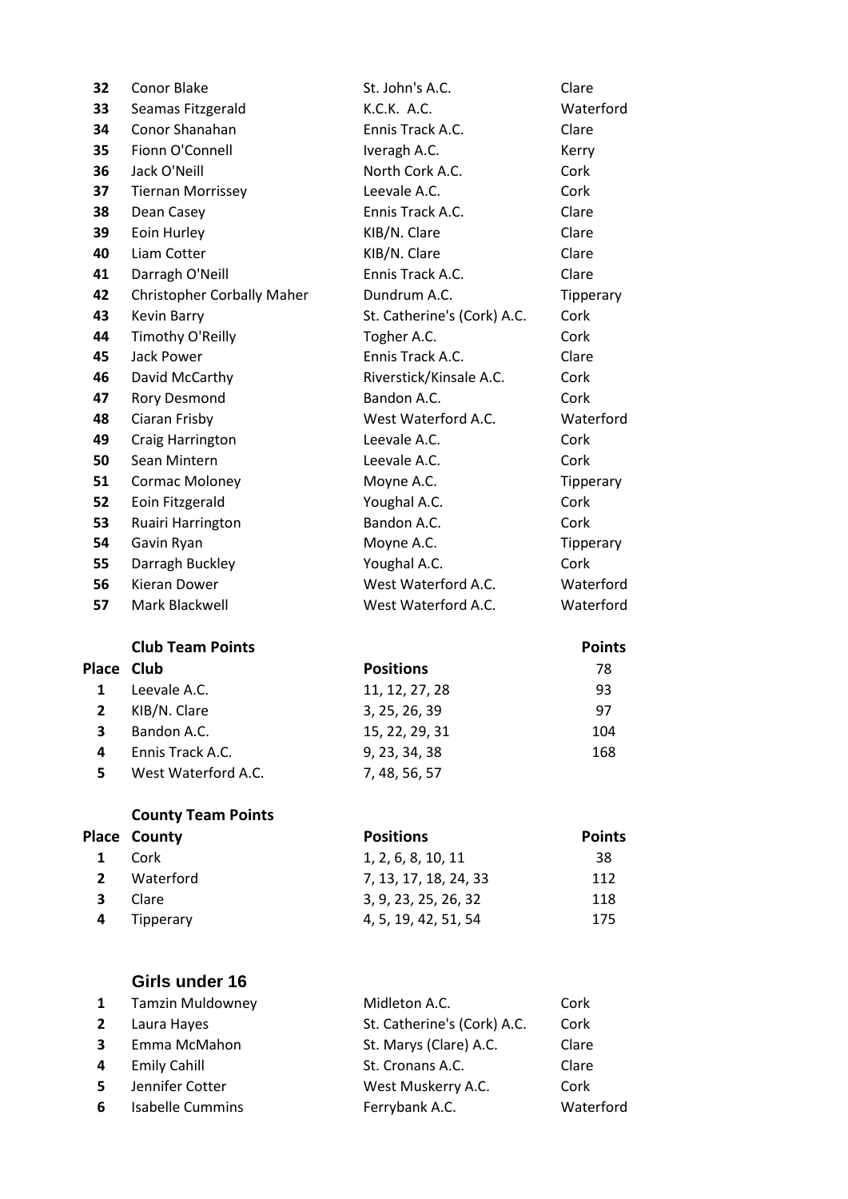| | | | |
|---|---|---|---|
| **32** | Conor Blake | St. John's A.C. | Clare |
| **33** | Seamas Fitzgerald | K.C.K. A.C. | Waterford |
| **34** | Conor Shanahan | Ennis Track A.C. | Clare |
| **35** | Fionn O'Connell | Iveragh A.C. | Kerry |
| **36** | Jack O'Neill | North Cork A.C. | Cork |
| **37** | Tiernan Morrissey | Leevale A.C. | Cork |
| **38** | Dean Casey | Ennis Track A.C. | Clare |
| **39** | Eoin Hurley | KIB/N. Clare | Clare |
| **40** | Liam Cotter | KIB/N. Clare | Clare |
| **41** | Darragh O'Neill | Ennis Track A.C. | Clare |
| **42** | Christopher Corbally Maher | Dundrum A.C. | Tipperary |
| **43** | Kevin Barry | St. Catherine's (Cork) A.C. | Cork |
| **44** | Timothy O'Reilly | Togher A.C. | Cork |
| **45** | Jack Power | Ennis Track A.C. | Clare |
| **46** | David McCarthy | Riverstick/Kinsale A.C. | Cork |
| **47** | Rory Desmond | Bandon A.C. | Cork |
| **48** | Ciaran Frisby | West Waterford A.C. | Waterford |
| **49** | Craig Harrington | Leevale A.C. | Cork |
| **50** | Sean Mintern | Leevale A.C. | Cork |
| **51** | Cormac Moloney | Moyne A.C. | Tipperary |
| **52** | Eoin Fitzgerald | Youghal A.C. | Cork |
| **53** | Ruairi Harrington | Bandon A.C. | Cork |
| **54** | Gavin Ryan | Moyne A.C. | Tipperary |
| **55** | Darragh Buckley | Youghal A.C. | Cork |
| **56** | Kieran Dower | West Waterford A.C. | Waterford |
| **57** | Mark Blackwell | West Waterford A.C. | Waterford |

**Club Team Points**

| Place | Club | Positions | Points |
|---|---|---|---|
| | | | 78 |
| 1 | Leevale A.C. | 11, 12, 27, 28 | 93 |
| 2 | KIB/N. Clare | 3, 25, 26, 39 | 97 |
| 3 | Bandon A.C. | 15, 22, 29, 31 | 104 |
| 4 | Ennis Track A.C. | 9, 23, 34, 38 | 168 |
| 5 | West Waterford A.C. | 7, 48, 56, 57 | |

**County Team Points**

| Place | County | Positions | Points |
|---|---|---|---|
| 1 | Cork | 1, 2, 6, 8, 10, 11 | 38 |
| 2 | Waterford | 7, 13, 17, 18, 24, 33 | 112 |
| 3 | Clare | 3, 9, 23, 25, 26, 32 | 118 |
| 4 | Tipperary | 4, 5, 19, 42, 51, 54 | 175 |

## Girls under 16

| | | | |
|---|---|---|---|
| **1** | Tamzin Muldowney | Midleton A.C. | Cork |
| **2** | Laura Hayes | St. Catherine's (Cork) A.C. | Cork |
| **3** | Emma McMahon | St. Marys (Clare) A.C. | Clare |
| **4** | Emily Cahill | St. Cronans A.C. | Clare |
| **5** | Jennifer Cotter | West Muskerry A.C. | Cork |
| **6** | Isabelle Cummins | Ferrybank A.C. | Waterford |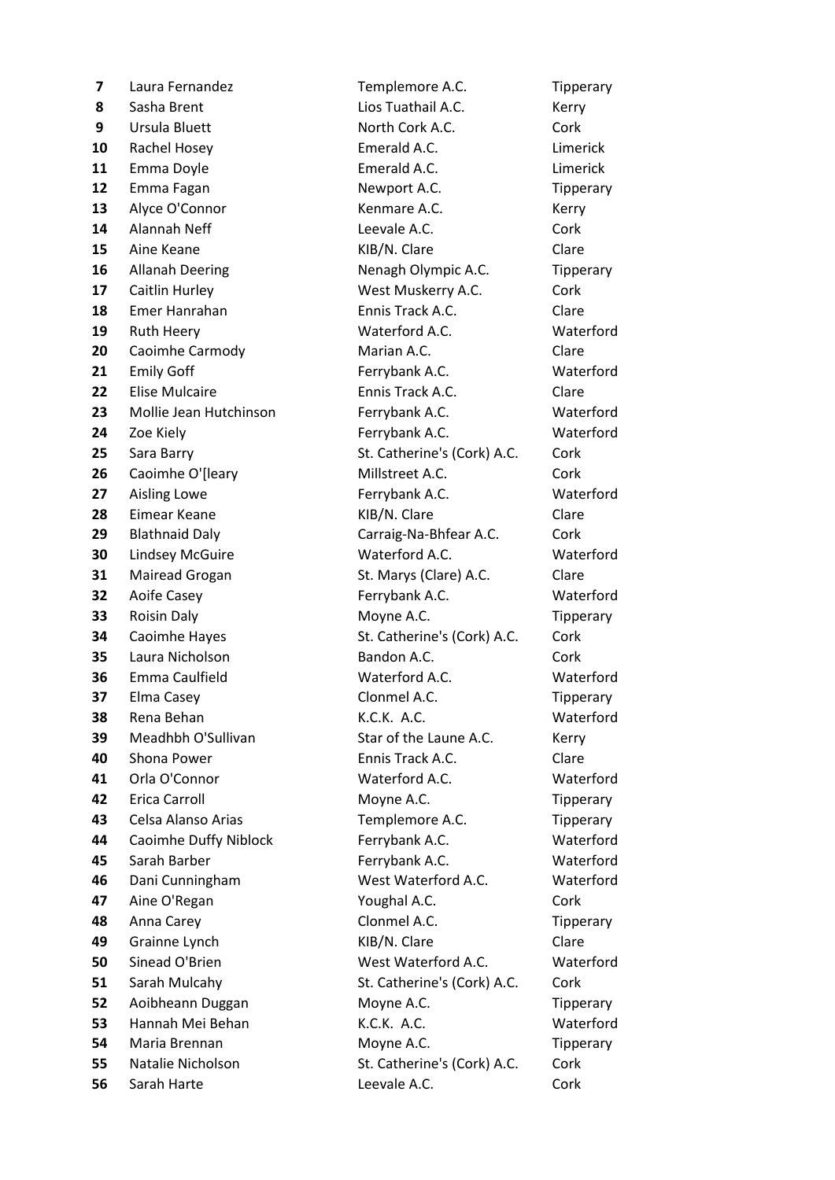| | | | |
|---|---|---|---|
| **7** | Laura Fernandez | Templemore A.C. | Tipperary |
| **8** | Sasha Brent | Lios Tuathail A.C. | Kerry |
| **9** | Ursula Bluett | North Cork A.C. | Cork |
| **10** | Rachel Hosey | Emerald A.C. | Limerick |
| **11** | Emma Doyle | Emerald A.C. | Limerick |
| **12** | Emma Fagan | Newport A.C. | Tipperary |
| **13** | Alyce O'Connor | Kenmare A.C. | Kerry |
| **14** | Alannah Neff | Leevale A.C. | Cork |
| **15** | Aine Keane | KIB/N. Clare | Clare |
| **16** | Allanah Deering | Nenagh Olympic A.C. | Tipperary |
| **17** | Caitlin Hurley | West Muskerry A.C. | Cork |
| **18** | Emer Hanrahan | Ennis Track A.C. | Clare |
| **19** | Ruth Heery | Waterford A.C. | Waterford |
| **20** | Caoimhe Carmody | Marian A.C. | Clare |
| **21** | Emily Goff | Ferrybank A.C. | Waterford |
| **22** | Elise Mulcaire | Ennis Track A.C. | Clare |
| **23** | Mollie Jean Hutchinson | Ferrybank A.C. | Waterford |
| **24** | Zoe Kiely | Ferrybank A.C. | Waterford |
| **25** | Sara Barry | St. Catherine's (Cork) A.C. | Cork |
| **26** | Caoimhe O'[leary | Millstreet A.C. | Cork |
| **27** | Aisling Lowe | Ferrybank A.C. | Waterford |
| **28** | Eimear Keane | KIB/N. Clare | Clare |
| **29** | Blathnaid Daly | Carraig-Na-Bhfear A.C. | Cork |
| **30** | Lindsey McGuire | Waterford A.C. | Waterford |
| **31** | Mairead Grogan | St. Marys (Clare) A.C. | Clare |
| **32** | Aoife Casey | Ferrybank A.C. | Waterford |
| **33** | Roisin Daly | Moyne A.C. | Tipperary |
| **34** | Caoimhe Hayes | St. Catherine's (Cork) A.C. | Cork |
| **35** | Laura Nicholson | Bandon A.C. | Cork |
| **36** | Emma Caulfield | Waterford A.C. | Waterford |
| **37** | Elma Casey | Clonmel A.C. | Tipperary |
| **38** | Rena Behan | K.C.K. A.C. | Waterford |
| **39** | Meadhbh O'Sullivan | Star of the Laune A.C. | Kerry |
| **40** | Shona Power | Ennis Track A.C. | Clare |
| **41** | Orla O'Connor | Waterford A.C. | Waterford |
| **42** | Erica Carroll | Moyne A.C. | Tipperary |
| **43** | Celsa Alanso Arias | Templemore A.C. | Tipperary |
| **44** | Caoimhe Duffy Niblock | Ferrybank A.C. | Waterford |
| **45** | Sarah Barber | Ferrybank A.C. | Waterford |
| **46** | Dani Cunningham | West Waterford A.C. | Waterford |
| **47** | Aine O'Regan | Youghal A.C. | Cork |
| **48** | Anna Carey | Clonmel A.C. | Tipperary |
| **49** | Grainne Lynch | KIB/N. Clare | Clare |
| **50** | Sinead O'Brien | West Waterford A.C. | Waterford |
| **51** | Sarah Mulcahy | St. Catherine's (Cork) A.C. | Cork |
| **52** | Aoibheann Duggan | Moyne A.C. | Tipperary |
| **53** | Hannah Mei Behan | K.C.K. A.C. | Waterford |
| **54** | Maria Brennan | Moyne A.C. | Tipperary |
| **55** | Natalie Nicholson | St. Catherine's (Cork) A.C. | Cork |
| **56** | Sarah Harte | Leevale A.C. | Cork |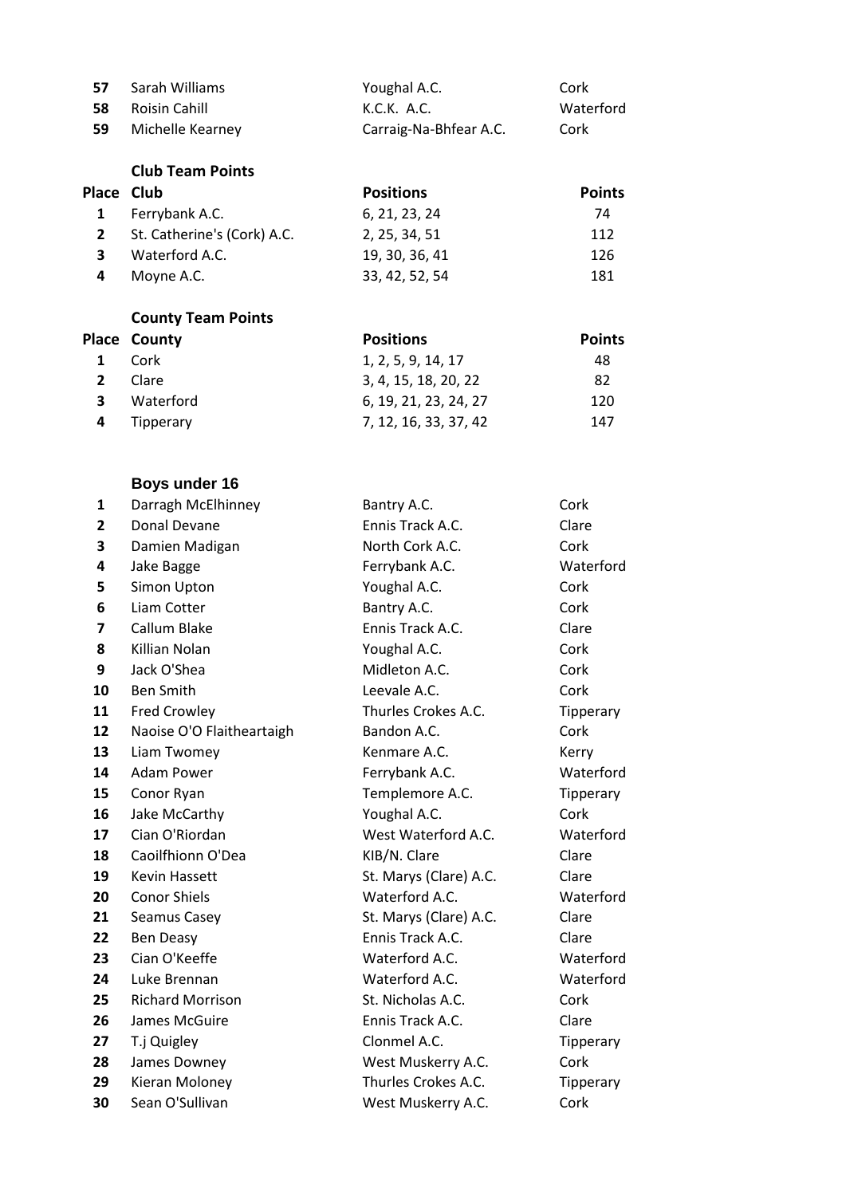| | | | |
|---|---|---|---|
| 57 | Sarah Williams | Youghal A.C. | Cork |
| 58 | Roisin Cahill | K.C.K. A.C. | Waterford |
| 59 | Michelle Kearney | Carraig-Na-Bhfear A.C. | Cork |

**Club Team Points**

| Place | Club | Positions | Points |
|---|---|---|---|
| 1 | Ferrybank A.C. | 6, 21, 23, 24 | 74 |
| 2 | St. Catherine's (Cork) A.C. | 2, 25, 34, 51 | 112 |
| 3 | Waterford A.C. | 19, 30, 36, 41 | 126 |
| 4 | Moyne A.C. | 33, 42, 52, 54 | 181 |

**County Team Points**

| Place | County | Positions | Points |
|---|---|---|---|
| 1 | Cork | 1, 2, 5, 9, 14, 17 | 48 |
| 2 | Clare | 3, 4, 15, 18, 20, 22 | 82 |
| 3 | Waterford | 6, 19, 21, 23, 24, 27 | 120 |
| 4 | Tipperary | 7, 12, 16, 33, 37, 42 | 147 |

## Boys under 16

| | | | |
|---|---|---|---|
| 1 | Darragh McElhinney | Bantry A.C. | Cork |
| 2 | Donal Devane | Ennis Track A.C. | Clare |
| 3 | Damien Madigan | North Cork A.C. | Cork |
| 4 | Jake Bagge | Ferrybank A.C. | Waterford |
| 5 | Simon Upton | Youghal A.C. | Cork |
| 6 | Liam Cotter | Bantry A.C. | Cork |
| 7 | Callum Blake | Ennis Track A.C. | Clare |
| 8 | Killian Nolan | Youghal A.C. | Cork |
| 9 | Jack O'Shea | Midleton A.C. | Cork |
| 10 | Ben Smith | Leevale A.C. | Cork |
| 11 | Fred Crowley | Thurles Crokes A.C. | Tipperary |
| 12 | Naoise O'O Flaitheartaigh | Bandon A.C. | Cork |
| 13 | Liam Twomey | Kenmare A.C. | Kerry |
| 14 | Adam Power | Ferrybank A.C. | Waterford |
| 15 | Conor Ryan | Templemore A.C. | Tipperary |
| 16 | Jake McCarthy | Youghal A.C. | Cork |
| 17 | Cian O'Riordan | West Waterford A.C. | Waterford |
| 18 | Caoilfhionn O'Dea | KIB/N. Clare | Clare |
| 19 | Kevin Hassett | St. Marys (Clare) A.C. | Clare |
| 20 | Conor Shiels | Waterford A.C. | Waterford |
| 21 | Seamus Casey | St. Marys (Clare) A.C. | Clare |
| 22 | Ben Deasy | Ennis Track A.C. | Clare |
| 23 | Cian O'Keeffe | Waterford A.C. | Waterford |
| 24 | Luke Brennan | Waterford A.C. | Waterford |
| 25 | Richard Morrison | St. Nicholas A.C. | Cork |
| 26 | James McGuire | Ennis Track A.C. | Clare |
| 27 | T.j Quigley | Clonmel A.C. | Tipperary |
| 28 | James Downey | West Muskerry A.C. | Cork |
| 29 | Kieran Moloney | Thurles Crokes A.C. | Tipperary |
| 30 | Sean O'Sullivan | West Muskerry A.C. | Cork |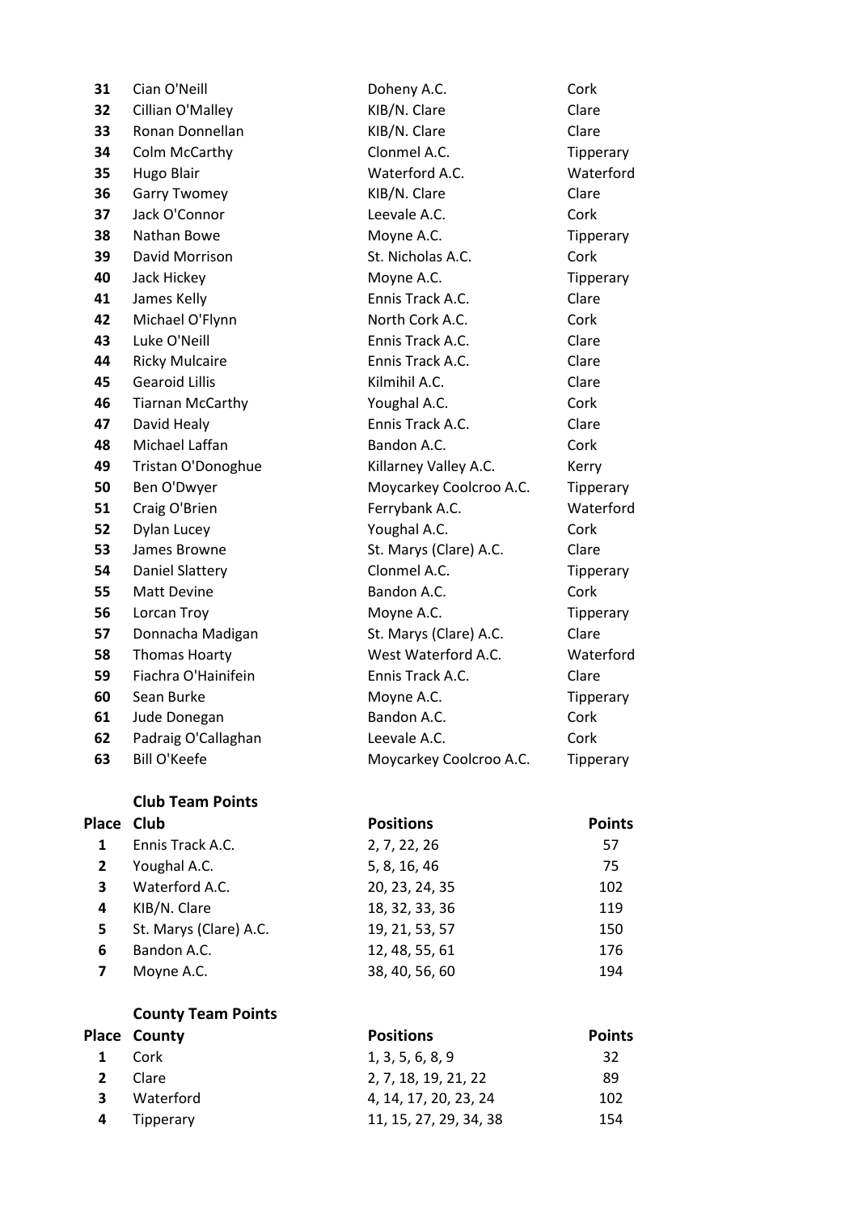| | | | |
|---|---|---|---|
| **31** | Cian O'Neill | Doheny A.C. | Cork |
| **32** | Cillian O'Malley | KIB/N. Clare | Clare |
| **33** | Ronan Donnellan | KIB/N. Clare | Clare |
| **34** | Colm McCarthy | Clonmel A.C. | Tipperary |
| **35** | Hugo Blair | Waterford A.C. | Waterford |
| **36** | Garry Twomey | KIB/N. Clare | Clare |
| **37** | Jack O'Connor | Leevale A.C. | Cork |
| **38** | Nathan Bowe | Moyne A.C. | Tipperary |
| **39** | David Morrison | St. Nicholas A.C. | Cork |
| **40** | Jack Hickey | Moyne A.C. | Tipperary |
| **41** | James Kelly | Ennis Track A.C. | Clare |
| **42** | Michael O'Flynn | North Cork A.C. | Cork |
| **43** | Luke O'Neill | Ennis Track A.C. | Clare |
| **44** | Ricky Mulcaire | Ennis Track A.C. | Clare |
| **45** | Gearoid Lillis | Kilmihil A.C. | Clare |
| **46** | Tiarnan McCarthy | Youghal A.C. | Cork |
| **47** | David Healy | Ennis Track A.C. | Clare |
| **48** | Michael Laffan | Bandon A.C. | Cork |
| **49** | Tristan O'Donoghue | Killarney Valley A.C. | Kerry |
| **50** | Ben O'Dwyer | Moycarkey Coolcroo A.C. | Tipperary |
| **51** | Craig O'Brien | Ferrybank A.C. | Waterford |
| **52** | Dylan Lucey | Youghal A.C. | Cork |
| **53** | James Browne | St. Marys (Clare) A.C. | Clare |
| **54** | Daniel Slattery | Clonmel A.C. | Tipperary |
| **55** | Matt Devine | Bandon A.C. | Cork |
| **56** | Lorcan Troy | Moyne A.C. | Tipperary |
| **57** | Donnacha Madigan | St. Marys (Clare) A.C. | Clare |
| **58** | Thomas Hoarty | West Waterford A.C. | Waterford |
| **59** | Fiachra O'Hainifein | Ennis Track A.C. | Clare |
| **60** | Sean Burke | Moyne A.C. | Tipperary |
| **61** | Jude Donegan | Bandon A.C. | Cork |
| **62** | Padraig O'Callaghan | Leevale A.C. | Cork |
| **63** | Bill O'Keefe | Moycarkey Coolcroo A.C. | Tipperary |

**Club Team Points**

| Place | Club | Positions | Points |
|---|---|---|---|
| 1 | Ennis Track A.C. | 2, 7, 22, 26 | 57 |
| 2 | Youghal A.C. | 5, 8, 16, 46 | 75 |
| 3 | Waterford A.C. | 20, 23, 24, 35 | 102 |
| 4 | KIB/N. Clare | 18, 32, 33, 36 | 119 |
| 5 | St. Marys (Clare) A.C. | 19, 21, 53, 57 | 150 |
| 6 | Bandon A.C. | 12, 48, 55, 61 | 176 |
| 7 | Moyne A.C. | 38, 40, 56, 60 | 194 |

**County Team Points**

| Place | County | Positions | Points |
|---|---|---|---|
| 1 | Cork | 1, 3, 5, 6, 8, 9 | 32 |
| 2 | Clare | 2, 7, 18, 19, 21, 22 | 89 |
| 3 | Waterford | 4, 14, 17, 20, 23, 24 | 102 |
| 4 | Tipperary | 11, 15, 27, 29, 34, 38 | 154 |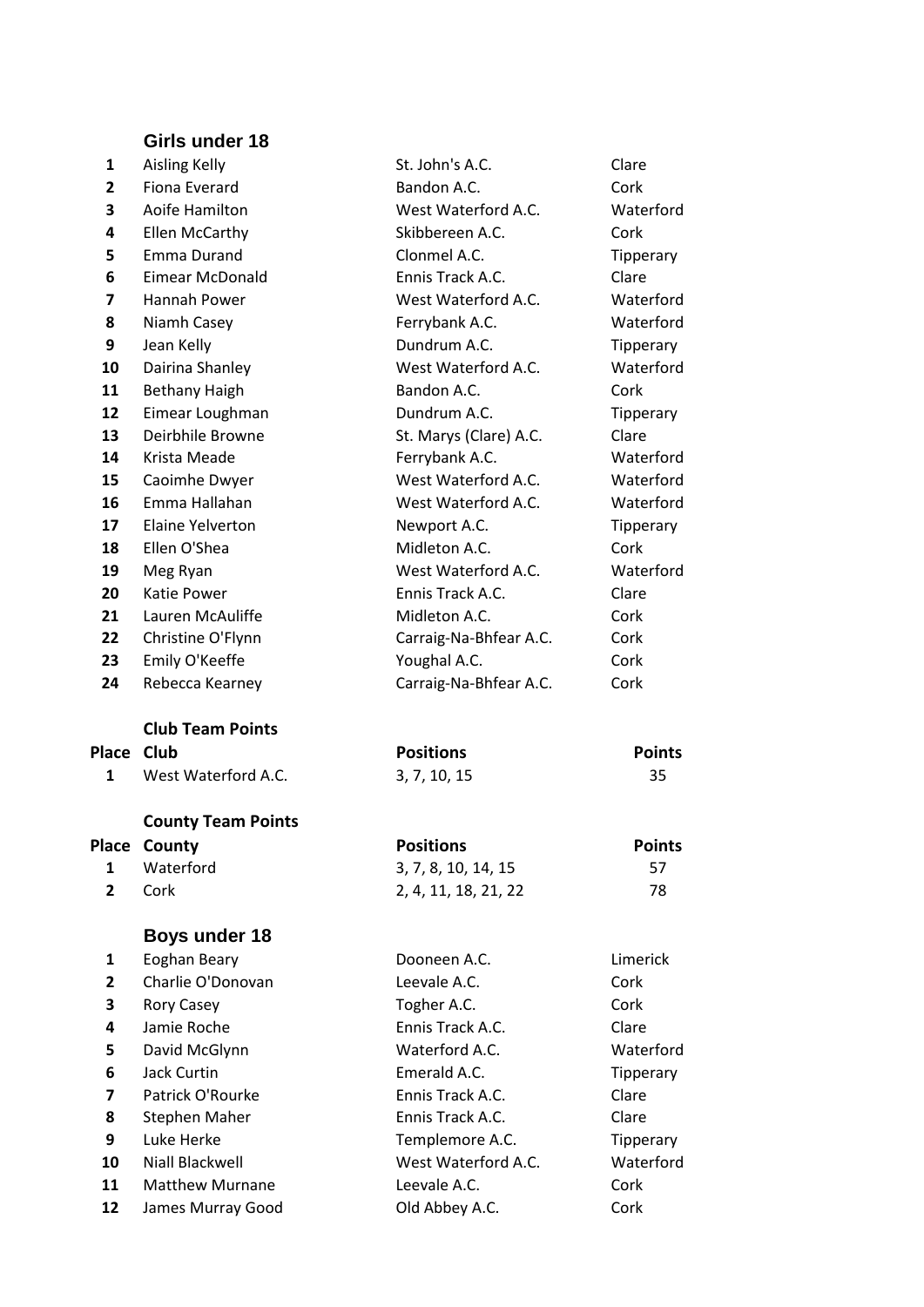## Girls under 18

| | | | |
|---|---|---|---|
| 1 | Aisling Kelly | St. John's A.C. | Clare |
| 2 | Fiona Everard | Bandon A.C. | Cork |
| 3 | Aoife Hamilton | West Waterford A.C. | Waterford |
| 4 | Ellen McCarthy | Skibbereen A.C. | Cork |
| 5 | Emma Durand | Clonmel A.C. | Tipperary |
| 6 | Eimear McDonald | Ennis Track A.C. | Clare |
| 7 | Hannah Power | West Waterford A.C. | Waterford |
| 8 | Niamh Casey | Ferrybank A.C. | Waterford |
| 9 | Jean Kelly | Dundrum A.C. | Tipperary |
| 10 | Dairina Shanley | West Waterford A.C. | Waterford |
| 11 | Bethany Haigh | Bandon A.C. | Cork |
| 12 | Eimear Loughman | Dundrum A.C. | Tipperary |
| 13 | Deirbhile Browne | St. Marys (Clare) A.C. | Clare |
| 14 | Krista Meade | Ferrybank A.C. | Waterford |
| 15 | Caoimhe Dwyer | West Waterford A.C. | Waterford |
| 16 | Emma Hallahan | West Waterford A.C. | Waterford |
| 17 | Elaine Yelverton | Newport A.C. | Tipperary |
| 18 | Ellen O'Shea | Midleton A.C. | Cork |
| 19 | Meg Ryan | West Waterford A.C. | Waterford |
| 20 | Katie Power | Ennis Track A.C. | Clare |
| 21 | Lauren McAuliffe | Midleton A.C. | Cork |
| 22 | Christine O'Flynn | Carraig-Na-Bhfear A.C. | Cork |
| 23 | Emily O'Keeffe | Youghal A.C. | Cork |
| 24 | Rebecca Kearney | Carraig-Na-Bhfear A.C. | Cork |

**Club Team Points**

| Place | Club | Positions | Points |
|---|---|---|---|
| 1 | West Waterford A.C. | 3, 7, 10, 15 | 35 |

**County Team Points**

| Place | County | Positions | Points |
|---|---|---|---|
| 1 | Waterford | 3, 7, 8, 10, 14, 15 | 57 |
| 2 | Cork | 2, 4, 11, 18, 21, 22 | 78 |

## Boys under 18

| | | | |
|---|---|---|---|
| 1 | Eoghan Beary | Dooneen A.C. | Limerick |
| 2 | Charlie O'Donovan | Leevale A.C. | Cork |
| 3 | Rory Casey | Togher A.C. | Cork |
| 4 | Jamie Roche | Ennis Track A.C. | Clare |
| 5 | David McGlynn | Waterford A.C. | Waterford |
| 6 | Jack Curtin | Emerald A.C. | Tipperary |
| 7 | Patrick O'Rourke | Ennis Track A.C. | Clare |
| 8 | Stephen Maher | Ennis Track A.C. | Clare |
| 9 | Luke Herke | Templemore A.C. | Tipperary |
| 10 | Niall Blackwell | West Waterford A.C. | Waterford |
| 11 | Matthew Murnane | Leevale A.C. | Cork |
| 12 | James Murray Good | Old Abbey A.C. | Cork |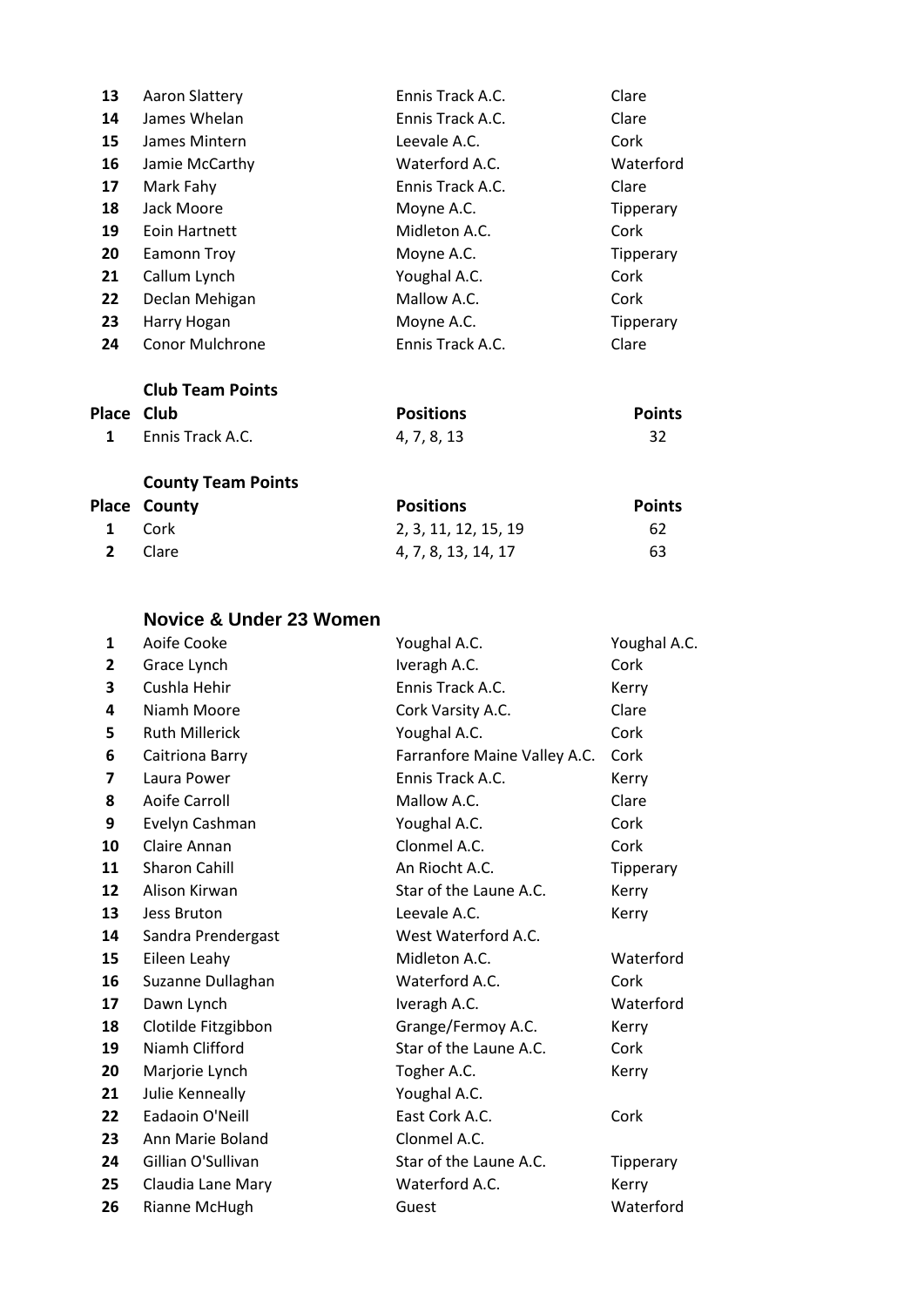| | | | |
|---|---|---|---|
| **13** | Aaron Slattery | Ennis Track A.C. | Clare |
| **14** | James Whelan | Ennis Track A.C. | Clare |
| **15** | James Mintern | Leevale A.C. | Cork |
| **16** | Jamie McCarthy | Waterford A.C. | Waterford |
| **17** | Mark Fahy | Ennis Track A.C. | Clare |
| **18** | Jack Moore | Moyne A.C. | Tipperary |
| **19** | Eoin Hartnett | Midleton A.C. | Cork |
| **20** | Eamonn Troy | Moyne A.C. | Tipperary |
| **21** | Callum Lynch | Youghal A.C. | Cork |
| **22** | Declan Mehigan | Mallow A.C. | Cork |
| **23** | Harry Hogan | Moyne A.C. | Tipperary |
| **24** | Conor Mulchrone | Ennis Track A.C. | Clare |

**Club Team Points**

| Place | Club | Positions | Points |
|---|---|---|---|
| 1 | Ennis Track A.C. | 4, 7, 8, 13 | 32 |

**County Team Points**

| Place | County | Positions | Points |
|---|---|---|---|
| 1 | Cork | 2, 3, 11, 12, 15, 19 | 62 |
| 2 | Clare | 4, 7, 8, 13, 14, 17 | 63 |

## Novice & Under 23 Women

| | | | |
|---|---|---|---|
| **1** | Aoife Cooke | Youghal A.C. | Youghal A.C. |
| **2** | Grace Lynch | Iveragh A.C. | Cork |
| **3** | Cushla Hehir | Ennis Track A.C. | Kerry |
| **4** | Niamh Moore | Cork Varsity A.C. | Clare |
| **5** | Ruth Millerick | Youghal A.C. | Cork |
| **6** | Caitriona Barry | Farranfore Maine Valley A.C. | Cork |
| **7** | Laura Power | Ennis Track A.C. | Kerry |
| **8** | Aoife Carroll | Mallow A.C. | Clare |
| **9** | Evelyn Cashman | Youghal A.C. | Cork |
| **10** | Claire Annan | Clonmel A.C. | Cork |
| **11** | Sharon Cahill | An Riocht A.C. | Tipperary |
| **12** | Alison Kirwan | Star of the Laune A.C. | Kerry |
| **13** | Jess Bruton | Leevale A.C. | Kerry |
| **14** | Sandra Prendergast | West Waterford A.C. | |
| **15** | Eileen Leahy | Midleton A.C. | Waterford |
| **16** | Suzanne Dullaghan | Waterford A.C. | Cork |
| **17** | Dawn Lynch | Iveragh A.C. | Waterford |
| **18** | Clotilde Fitzgibbon | Grange/Fermoy A.C. | Kerry |
| **19** | Niamh Clifford | Star of the Laune A.C. | Cork |
| **20** | Marjorie Lynch | Togher A.C. | Kerry |
| **21** | Julie Kenneally | Youghal A.C. | |
| **22** | Eadaoin O'Neill | East Cork A.C. | Cork |
| **23** | Ann Marie Boland | Clonmel A.C. | |
| **24** | Gillian O'Sullivan | Star of the Laune A.C. | Tipperary |
| **25** | Claudia Lane Mary | Waterford A.C. | Kerry |
| **26** | Rianne McHugh | Guest | Waterford |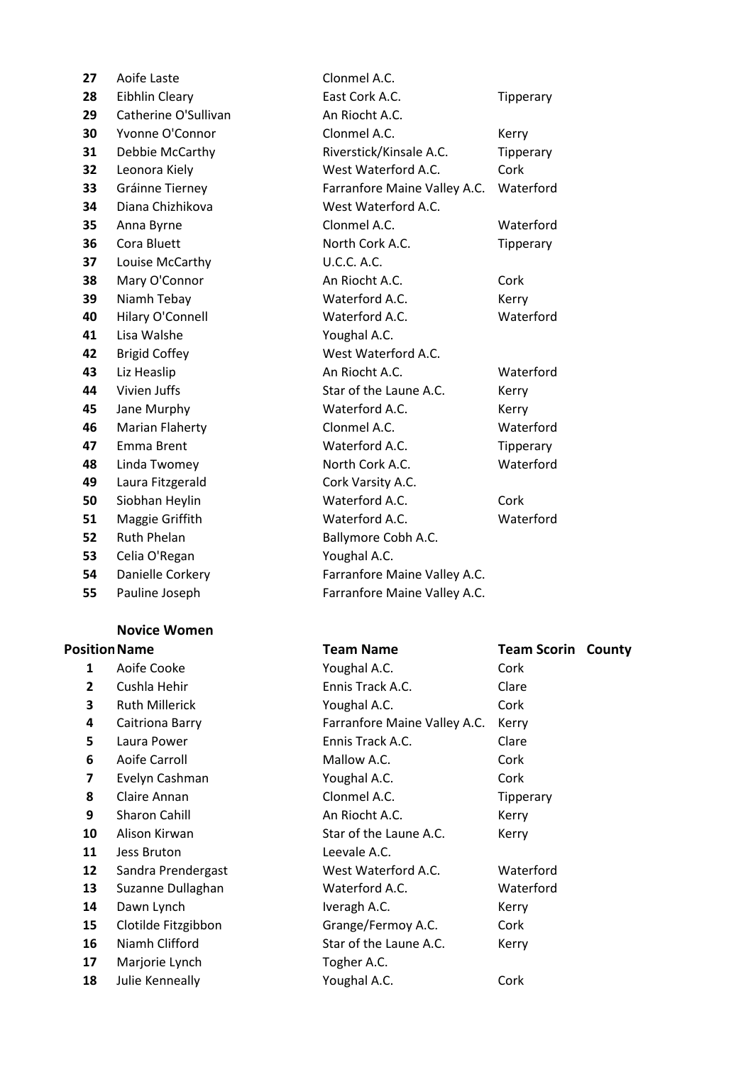| | | | |
|---|---|---|---|
| 27 | Aoife Laste | Clonmel A.C. | |
| 28 | Eibhlin Cleary | East Cork A.C. | Tipperary |
| 29 | Catherine O'Sullivan | An Riocht A.C. | |
| 30 | Yvonne O'Connor | Clonmel A.C. | Kerry |
| 31 | Debbie McCarthy | Riverstick/Kinsale A.C. | Tipperary |
| 32 | Leonora Kiely | West Waterford A.C. | Cork |
| 33 | Gráinne Tierney | Farranfore Maine Valley A.C. | Waterford |
| 34 | Diana Chizhikova | West Waterford A.C. | |
| 35 | Anna Byrne | Clonmel A.C. | Waterford |
| 36 | Cora Bluett | North Cork A.C. | Tipperary |
| 37 | Louise McCarthy | U.C.C. A.C. | |
| 38 | Mary O'Connor | An Riocht A.C. | Cork |
| 39 | Niamh Tebay | Waterford A.C. | Kerry |
| 40 | Hilary O'Connell | Waterford A.C. | Waterford |
| 41 | Lisa Walshe | Youghal A.C. | |
| 42 | Brigid Coffey | West Waterford A.C. | |
| 43 | Liz Heaslip | An Riocht A.C. | Waterford |
| 44 | Vivien Juffs | Star of the Laune A.C. | Kerry |
| 45 | Jane Murphy | Waterford A.C. | Kerry |
| 46 | Marian Flaherty | Clonmel A.C. | Waterford |
| 47 | Emma Brent | Waterford A.C. | Tipperary |
| 48 | Linda Twomey | North Cork A.C. | Waterford |
| 49 | Laura Fitzgerald | Cork Varsity A.C. | |
| 50 | Siobhan Heylin | Waterford A.C. | Cork |
| 51 | Maggie Griffith | Waterford A.C. | Waterford |
| 52 | Ruth Phelan | Ballymore Cobh A.C. | |
| 53 | Celia O'Regan | Youghal A.C. | |
| 54 | Danielle Corkery | Farranfore Maine Valley A.C. | |
| 55 | Pauline Joseph | Farranfore Maine Valley A.C. | |

**Novice Women**

| Position | Name | Team Name | Team Scorin | County |
|---|---|---|---|---|
| 1 | Aoife Cooke | Youghal A.C. | Cork | |
| 2 | Cushla Hehir | Ennis Track A.C. | Clare | |
| 3 | Ruth Millerick | Youghal A.C. | Cork | |
| 4 | Caitriona Barry | Farranfore Maine Valley A.C. | Kerry | |
| 5 | Laura Power | Ennis Track A.C. | Clare | |
| 6 | Aoife Carroll | Mallow A.C. | Cork | |
| 7 | Evelyn Cashman | Youghal A.C. | Cork | |
| 8 | Claire Annan | Clonmel A.C. | Tipperary | |
| 9 | Sharon Cahill | An Riocht A.C. | Kerry | |
| 10 | Alison Kirwan | Star of the Laune A.C. | Kerry | |
| 11 | Jess Bruton | Leevale A.C. | | |
| 12 | Sandra Prendergast | West Waterford A.C. | Waterford | |
| 13 | Suzanne Dullaghan | Waterford A.C. | Waterford | |
| 14 | Dawn Lynch | Iveragh A.C. | Kerry | |
| 15 | Clotilde Fitzgibbon | Grange/Fermoy A.C. | Cork | |
| 16 | Niamh Clifford | Star of the Laune A.C. | Kerry | |
| 17 | Marjorie Lynch | Togher A.C. | | |
| 18 | Julie Kenneally | Youghal A.C. | Cork | |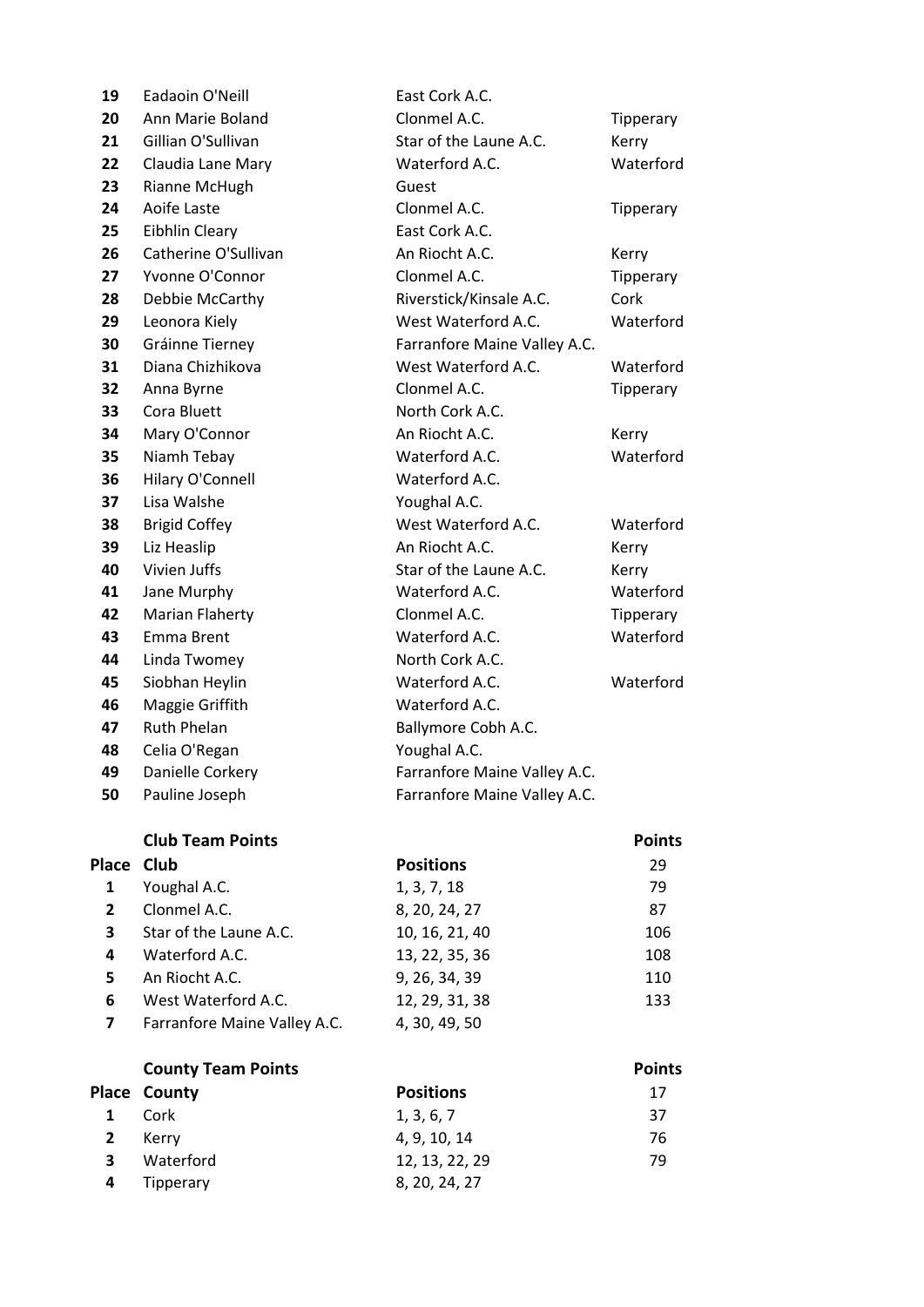| | | | |
|---|---|---|---|
| **19** | Eadaoin O'Neill | East Cork A.C. | |
| **20** | Ann Marie Boland | Clonmel A.C. | Tipperary |
| **21** | Gillian O'Sullivan | Star of the Laune A.C. | Kerry |
| **22** | Claudia Lane Mary | Waterford A.C. | Waterford |
| **23** | Rianne McHugh | Guest | |
| **24** | Aoife Laste | Clonmel A.C. | Tipperary |
| **25** | Eibhlin Cleary | East Cork A.C. | |
| **26** | Catherine O'Sullivan | An Riocht A.C. | Kerry |
| **27** | Yvonne O'Connor | Clonmel A.C. | Tipperary |
| **28** | Debbie McCarthy | Riverstick/Kinsale A.C. | Cork |
| **29** | Leonora Kiely | West Waterford A.C. | Waterford |
| **30** | Gráinne Tierney | Farranfore Maine Valley A.C. | |
| **31** | Diana Chizhikova | West Waterford A.C. | Waterford |
| **32** | Anna Byrne | Clonmel A.C. | Tipperary |
| **33** | Cora Bluett | North Cork A.C. | |
| **34** | Mary O'Connor | An Riocht A.C. | Kerry |
| **35** | Niamh Tebay | Waterford A.C. | Waterford |
| **36** | Hilary O'Connell | Waterford A.C. | |
| **37** | Lisa Walshe | Youghal A.C. | |
| **38** | Brigid Coffey | West Waterford A.C. | Waterford |
| **39** | Liz Heaslip | An Riocht A.C. | Kerry |
| **40** | Vivien Juffs | Star of the Laune A.C. | Kerry |
| **41** | Jane Murphy | Waterford A.C. | Waterford |
| **42** | Marian Flaherty | Clonmel A.C. | Tipperary |
| **43** | Emma Brent | Waterford A.C. | Waterford |
| **44** | Linda Twomey | North Cork A.C. | |
| **45** | Siobhan Heylin | Waterford A.C. | Waterford |
| **46** | Maggie Griffith | Waterford A.C. | |
| **47** | Ruth Phelan | Ballymore Cobh A.C. | |
| **48** | Celia O'Regan | Youghal A.C. | |
| **49** | Danielle Corkery | Farranfore Maine Valley A.C. | |
| **50** | Pauline Joseph | Farranfore Maine Valley A.C. | |

| | **Club Team Points** | | **Points** |
|---|---|---|---|
| **Place** | **Club** | **Positions** | 29 |
| 1 | Youghal A.C. | 1, 3, 7, 18 | 79 |
| 2 | Clonmel A.C. | 8, 20, 24, 27 | 87 |
| 3 | Star of the Laune A.C. | 10, 16, 21, 40 | 106 |
| 4 | Waterford A.C. | 13, 22, 35, 36 | 108 |
| 5 | An Riocht A.C. | 9, 26, 34, 39 | 110 |
| 6 | West Waterford A.C. | 12, 29, 31, 38 | 133 |
| 7 | Farranfore Maine Valley A.C. | 4, 30, 49, 50 | |

| | **County Team Points** | | **Points** |
|---|---|---|---|
| **Place** | **County** | **Positions** | 17 |
| 1 | Cork | 1, 3, 6, 7 | 37 |
| 2 | Kerry | 4, 9, 10, 14 | 76 |
| 3 | Waterford | 12, 13, 22, 29 | 79 |
| 4 | Tipperary | 8, 20, 24, 27 | |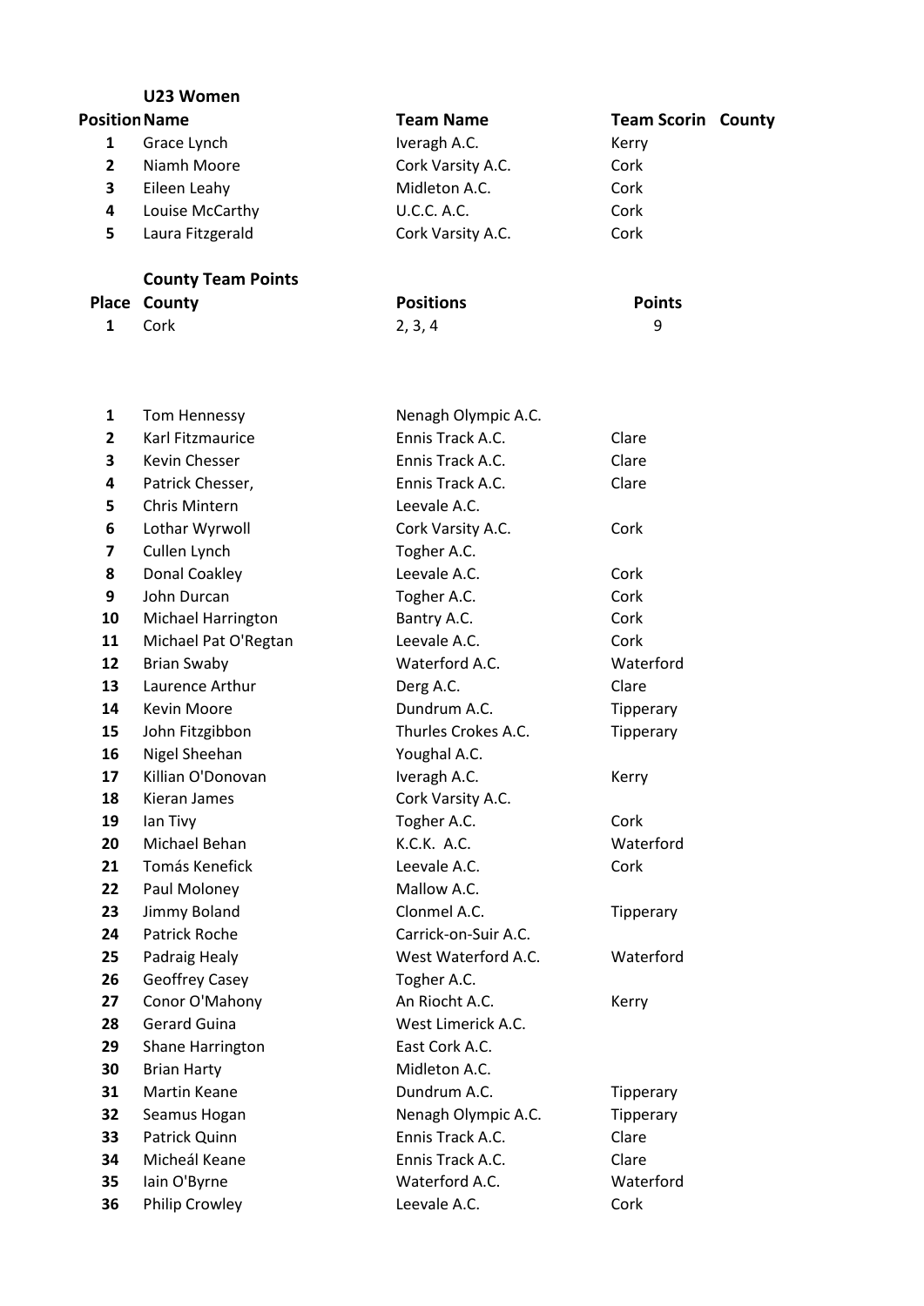## U23 Women

| Position | Name | Team Name | Team Scorin | County |
|---|---|---|---|---|
| 1 | Grace Lynch | Iveragh A.C. | Kerry | |
| 2 | Niamh Moore | Cork Varsity A.C. | Cork | |
| 3 | Eileen Leahy | Midleton A.C. | Cork | |
| 4 | Louise McCarthy | U.C.C. A.C. | Cork | |
| 5 | Laura Fitzgerald | Cork Varsity A.C. | Cork | |

### County Team Points

| Place | County | Positions | Points |
|---|---|---|---|
| 1 | Cork | 2, 3, 4 | 9 |

| Position | Name | Team Name | County |
|---|---|---|---|
| 1 | Tom Hennessy | Nenagh Olympic A.C. | |
| 2 | Karl Fitzmaurice | Ennis Track A.C. | Clare |
| 3 | Kevin Chesser | Ennis Track A.C. | Clare |
| 4 | Patrick Chesser, | Ennis Track A.C. | Clare |
| 5 | Chris Mintern | Leevale A.C. | |
| 6 | Lothar Wyrwoll | Cork Varsity A.C. | Cork |
| 7 | Cullen Lynch | Togher A.C. | |
| 8 | Donal Coakley | Leevale A.C. | Cork |
| 9 | John Durcan | Togher A.C. | Cork |
| 10 | Michael Harrington | Bantry A.C. | Cork |
| 11 | Michael Pat O'Regtan | Leevale A.C. | Cork |
| 12 | Brian Swaby | Waterford A.C. | Waterford |
| 13 | Laurence Arthur | Derg A.C. | Clare |
| 14 | Kevin Moore | Dundrum A.C. | Tipperary |
| 15 | John Fitzgibbon | Thurles Crokes A.C. | Tipperary |
| 16 | Nigel Sheehan | Youghal A.C. | |
| 17 | Killian O'Donovan | Iveragh A.C. | Kerry |
| 18 | Kieran James | Cork Varsity A.C. | |
| 19 | Ian Tivy | Togher A.C. | Cork |
| 20 | Michael Behan | K.C.K. A.C. | Waterford |
| 21 | Tomás Kenefick | Leevale A.C. | Cork |
| 22 | Paul Moloney | Mallow A.C. | |
| 23 | Jimmy Boland | Clonmel A.C. | Tipperary |
| 24 | Patrick Roche | Carrick-on-Suir A.C. | |
| 25 | Padraig Healy | West Waterford A.C. | Waterford |
| 26 | Geoffrey Casey | Togher A.C. | |
| 27 | Conor O'Mahony | An Riocht A.C. | Kerry |
| 28 | Gerard Guina | West Limerick A.C. | |
| 29 | Shane Harrington | East Cork A.C. | |
| 30 | Brian Harty | Midleton A.C. | |
| 31 | Martin Keane | Dundrum A.C. | Tipperary |
| 32 | Seamus Hogan | Nenagh Olympic A.C. | Tipperary |
| 33 | Patrick Quinn | Ennis Track A.C. | Clare |
| 34 | Micheál Keane | Ennis Track A.C. | Clare |
| 35 | Iain O'Byrne | Waterford A.C. | Waterford |
| 36 | Philip Crowley | Leevale A.C. | Cork |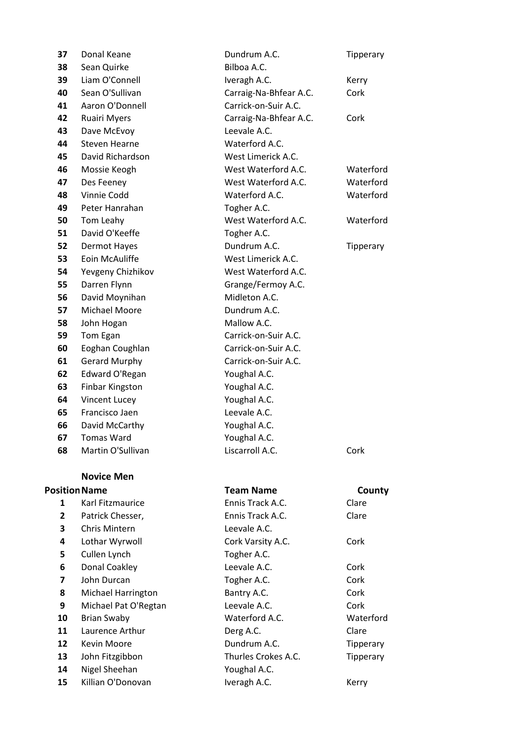| | | | |
|---|---|---|---|
| 37 | Donal Keane | Dundrum A.C. | Tipperary |
| 38 | Sean Quirke | Bilboa A.C. | |
| 39 | Liam O'Connell | Iveragh A.C. | Kerry |
| 40 | Sean O'Sullivan | Carraig-Na-Bhfear A.C. | Cork |
| 41 | Aaron O'Donnell | Carrick-on-Suir A.C. | |
| 42 | Ruairi Myers | Carraig-Na-Bhfear A.C. | Cork |
| 43 | Dave McEvoy | Leevale A.C. | |
| 44 | Steven Hearne | Waterford A.C. | |
| 45 | David Richardson | West Limerick A.C. | |
| 46 | Mossie Keogh | West Waterford A.C. | Waterford |
| 47 | Des Feeney | West Waterford A.C. | Waterford |
| 48 | Vinnie Codd | Waterford A.C. | Waterford |
| 49 | Peter Hanrahan | Togher A.C. | |
| 50 | Tom Leahy | West Waterford A.C. | Waterford |
| 51 | David O'Keeffe | Togher A.C. | |
| 52 | Dermot Hayes | Dundrum A.C. | Tipperary |
| 53 | Eoin McAuliffe | West Limerick A.C. | |
| 54 | Yevgeny Chizhikov | West Waterford A.C. | |
| 55 | Darren Flynn | Grange/Fermoy A.C. | |
| 56 | David Moynihan | Midleton A.C. | |
| 57 | Michael Moore | Dundrum A.C. | |
| 58 | John Hogan | Mallow A.C. | |
| 59 | Tom Egan | Carrick-on-Suir A.C. | |
| 60 | Eoghan Coughlan | Carrick-on-Suir A.C. | |
| 61 | Gerard Murphy | Carrick-on-Suir A.C. | |
| 62 | Edward O'Regan | Youghal A.C. | |
| 63 | Finbar Kingston | Youghal A.C. | |
| 64 | Vincent Lucey | Youghal A.C. | |
| 65 | Francisco Jaen | Leevale A.C. | |
| 66 | David McCarthy | Youghal A.C. | |
| 67 | Tomas Ward | Youghal A.C. | |
| 68 | Martin O'Sullivan | Liscarroll A.C. | Cork |

### Novice Men

| Position | Name | Team Name | County |
|---|---|---|---|
| 1 | Karl Fitzmaurice | Ennis Track A.C. | Clare |
| 2 | Patrick Chesser, | Ennis Track A.C. | Clare |
| 3 | Chris Mintern | Leevale A.C. | |
| 4 | Lothar Wyrwoll | Cork Varsity A.C. | Cork |
| 5 | Cullen Lynch | Togher A.C. | |
| 6 | Donal Coakley | Leevale A.C. | Cork |
| 7 | John Durcan | Togher A.C. | Cork |
| 8 | Michael Harrington | Bantry A.C. | Cork |
| 9 | Michael Pat O'Regtan | Leevale A.C. | Cork |
| 10 | Brian Swaby | Waterford A.C. | Waterford |
| 11 | Laurence Arthur | Derg A.C. | Clare |
| 12 | Kevin Moore | Dundrum A.C. | Tipperary |
| 13 | John Fitzgibbon | Thurles Crokes A.C. | Tipperary |
| 14 | Nigel Sheehan | Youghal A.C. | |
| 15 | Killian O'Donovan | Iveragh A.C. | Kerry |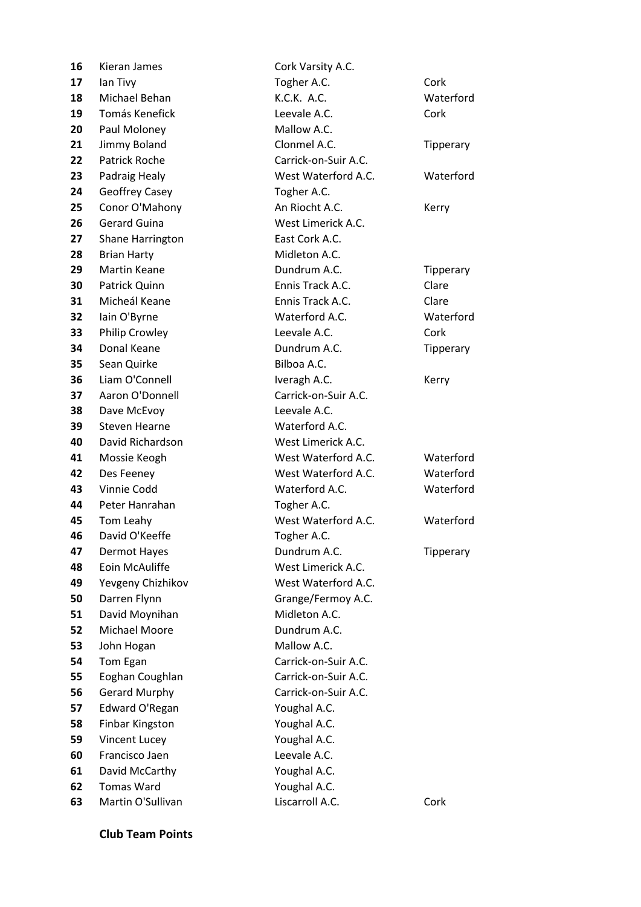| | | | |
|---|---|---|---|
| 16 | Kieran James | Cork Varsity A.C. | |
| 17 | Ian Tivy | Togher A.C. | Cork |
| 18 | Michael Behan | K.C.K. A.C. | Waterford |
| 19 | Tomás Kenefick | Leevale A.C. | Cork |
| 20 | Paul Moloney | Mallow A.C. | |
| 21 | Jimmy Boland | Clonmel A.C. | Tipperary |
| 22 | Patrick Roche | Carrick-on-Suir A.C. | |
| 23 | Padraig Healy | West Waterford A.C. | Waterford |
| 24 | Geoffrey Casey | Togher A.C. | |
| 25 | Conor O'Mahony | An Riocht A.C. | Kerry |
| 26 | Gerard Guina | West Limerick A.C. | |
| 27 | Shane Harrington | East Cork A.C. | |
| 28 | Brian Harty | Midleton A.C. | |
| 29 | Martin Keane | Dundrum A.C. | Tipperary |
| 30 | Patrick Quinn | Ennis Track A.C. | Clare |
| 31 | Micheál Keane | Ennis Track A.C. | Clare |
| 32 | Iain O'Byrne | Waterford A.C. | Waterford |
| 33 | Philip Crowley | Leevale A.C. | Cork |
| 34 | Donal Keane | Dundrum A.C. | Tipperary |
| 35 | Sean Quirke | Bilboa A.C. | |
| 36 | Liam O'Connell | Iveragh A.C. | Kerry |
| 37 | Aaron O'Donnell | Carrick-on-Suir A.C. | |
| 38 | Dave McEvoy | Leevale A.C. | |
| 39 | Steven Hearne | Waterford A.C. | |
| 40 | David Richardson | West Limerick A.C. | |
| 41 | Mossie Keogh | West Waterford A.C. | Waterford |
| 42 | Des Feeney | West Waterford A.C. | Waterford |
| 43 | Vinnie Codd | Waterford A.C. | Waterford |
| 44 | Peter Hanrahan | Togher A.C. | |
| 45 | Tom Leahy | West Waterford A.C. | Waterford |
| 46 | David O'Keeffe | Togher A.C. | |
| 47 | Dermot Hayes | Dundrum A.C. | Tipperary |
| 48 | Eoin McAuliffe | West Limerick A.C. | |
| 49 | Yevgeny Chizhikov | West Waterford A.C. | |
| 50 | Darren Flynn | Grange/Fermoy A.C. | |
| 51 | David Moynihan | Midleton A.C. | |
| 52 | Michael Moore | Dundrum A.C. | |
| 53 | John Hogan | Mallow A.C. | |
| 54 | Tom Egan | Carrick-on-Suir A.C. | |
| 55 | Eoghan Coughlan | Carrick-on-Suir A.C. | |
| 56 | Gerard Murphy | Carrick-on-Suir A.C. | |
| 57 | Edward O'Regan | Youghal A.C. | |
| 58 | Finbar Kingston | Youghal A.C. | |
| 59 | Vincent Lucey | Youghal A.C. | |
| 60 | Francisco Jaen | Leevale A.C. | |
| 61 | David McCarthy | Youghal A.C. | |
| 62 | Tomas Ward | Youghal A.C. | |
| 63 | Martin O'Sullivan | Liscarroll A.C. | Cork |

**Club Team Points**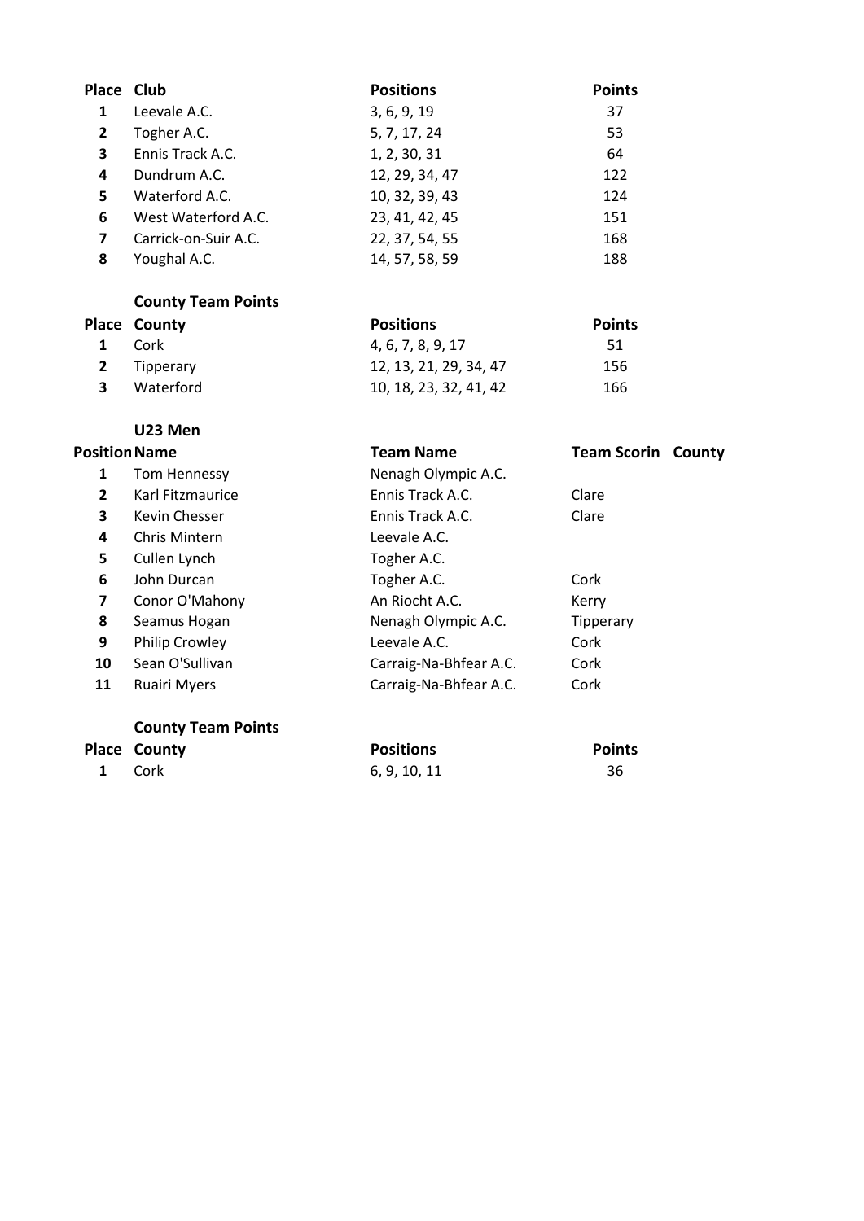| Place | Club | Positions | Points |
|---|---|---|---|
| 1 | Leevale A.C. | 3, 6, 9, 19 | 37 |
| 2 | Togher A.C. | 5, 7, 17, 24 | 53 |
| 3 | Ennis Track A.C. | 1, 2, 30, 31 | 64 |
| 4 | Dundrum A.C. | 12, 29, 34, 47 | 122 |
| 5 | Waterford A.C. | 10, 32, 39, 43 | 124 |
| 6 | West Waterford A.C. | 23, 41, 42, 45 | 151 |
| 7 | Carrick-on-Suir A.C. | 22, 37, 54, 55 | 168 |
| 8 | Youghal A.C. | 14, 57, 58, 59 | 188 |

**County Team Points**

| Place | County | Positions | Points |
|---|---|---|---|
| 1 | Cork | 4, 6, 7, 8, 9, 17 | 51 |
| 2 | Tipperary | 12, 13, 21, 29, 34, 47 | 156 |
| 3 | Waterford | 10, 18, 23, 32, 41, 42 | 166 |

**U23 Men**

| Position | Name | Team Name | Team Scorin | County |
|---|---|---|---|---|
| 1 | Tom Hennessy | Nenagh Olympic A.C. | | |
| 2 | Karl Fitzmaurice | Ennis Track A.C. | Clare | |
| 3 | Kevin Chesser | Ennis Track A.C. | Clare | |
| 4 | Chris Mintern | Leevale A.C. | | |
| 5 | Cullen Lynch | Togher A.C. | | |
| 6 | John Durcan | Togher A.C. | Cork | |
| 7 | Conor O'Mahony | An Riocht A.C. | Kerry | |
| 8 | Seamus Hogan | Nenagh Olympic A.C. | Tipperary | |
| 9 | Philip Crowley | Leevale A.C. | Cork | |
| 10 | Sean O'Sullivan | Carraig-Na-Bhfear A.C. | Cork | |
| 11 | Ruairi Myers | Carraig-Na-Bhfear A.C. | Cork | |

**County Team Points**

| Place | County | Positions | Points |
|---|---|---|---|
| 1 | Cork | 6, 9, 10, 11 | 36 |